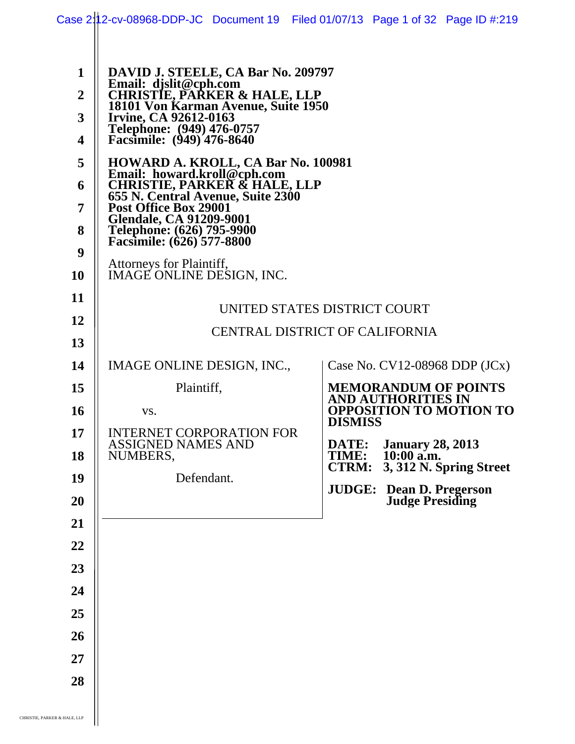**DAVID J. STEELE, CA Bar No. 209797**
**Email: djslit@cph.com**
**CHRISTIE, PARKER & HALE, LLP**
**18101 Von Karman Avenue, Suite 1950**
**Irvine, CA 92612-0163**
**Telephone: (949) 476-0757**
**Facsimile: (949) 476-8640**

**HOWARD A. KROLL, CA Bar No. 100981**
**Email: howard.kroll@cph.com**
**CHRISTIE, PARKER & HALE, LLP**
**655 N. Central Avenue, Suite 2300**
**Post Office Box 29001**
**Glendale, CA 91209-9001**
**Telephone: (626) 795-9900**
**Facsimile: (626) 577-8800**

Attorneys for Plaintiff,
IMAGE ONLINE DESIGN, INC.

UNITED STATES DISTRICT COURT

CENTRAL DISTRICT OF CALIFORNIA

| | |
|---|---|
| IMAGE ONLINE DESIGN, INC.,<br><br>Plaintiff,<br><br>vs.<br><br>INTERNET CORPORATION FOR ASSIGNED NAMES AND NUMBERS,<br><br>Defendant. | Case No. CV12-08968 DDP (JCx)<br><br>**MEMORANDUM OF POINTS AND AUTHORITIES IN OPPOSITION TO MOTION TO DISMISS**<br><br>**DATE: January 28, 2013**<br>**TIME: 10:00 a.m.**<br>**CTRM: 3, 312 N. Spring Street**<br><br>**JUDGE: Dean D. Pregerson Judge Presiding** |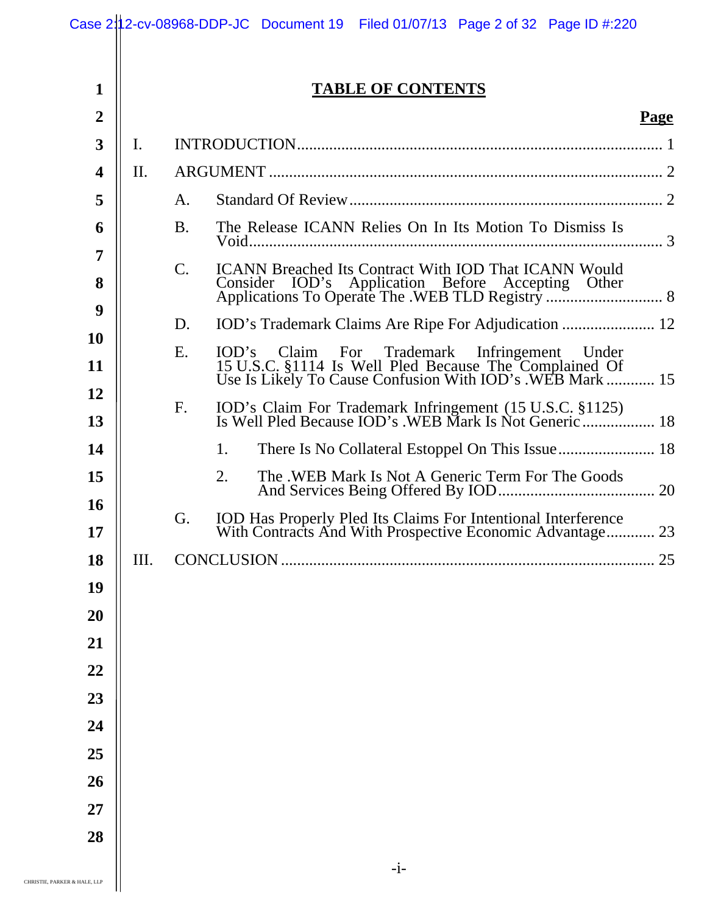# TABLE OF CONTENTS

| | | | Page |
|---|---|---|---|
| I. | INTRODUCTION | | 1 |
| II. | ARGUMENT | | 2 |
| | A. | Standard Of Review | 2 |
| | B. | The Release ICANN Relies On In Its Motion To Dismiss Is Void | 3 |
| | C. | ICANN Breached Its Contract With IOD That ICANN Would Consider IOD's Application Before Accepting Other Applications To Operate The .WEB TLD Registry | 8 |
| | D. | IOD's Trademark Claims Are Ripe For Adjudication | 12 |
| | E. | IOD's Claim For Trademark Infringement Under 15 U.S.C. §1114 Is Well Pled Because The Complained Of Use Is Likely To Cause Confusion With IOD's .WEB Mark | 15 |
| | F. | IOD's Claim For Trademark Infringement (15 U.S.C. §1125) Is Well Pled Because IOD's .WEB Mark Is Not Generic | 18 |
| | | 1. There Is No Collateral Estoppel On This Issue | 18 |
| | | 2. The .WEB Mark Is Not A Generic Term For The Goods And Services Being Offered By IOD | 20 |
| | G. | IOD Has Properly Pled Its Claims For Intentional Interference With Contracts And With Prospective Economic Advantage | 23 |
| III. | CONCLUSION | | 25 |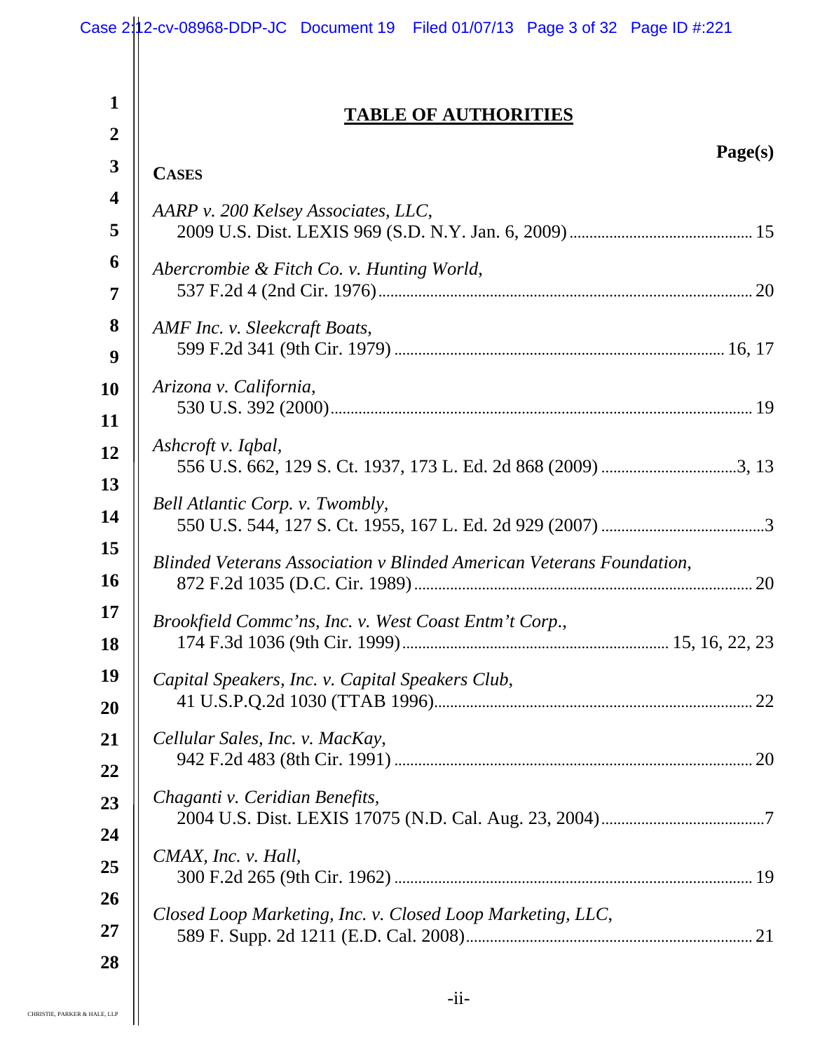# TABLE OF AUTHORITIES

**Page(s)**

**CASES**

*AARP v. 200 Kelsey Associates, LLC*,
2009 U.S. Dist. LEXIS 969 (S.D. N.Y. Jan. 6, 2009) .......... 15

*Abercrombie & Fitch Co. v. Hunting World*,
537 F.2d 4 (2nd Cir. 1976) .......... 20

*AMF Inc. v. Sleekcraft Boats*,
599 F.2d 341 (9th Cir. 1979) .......... 16, 17

*Arizona v. California*,
530 U.S. 392 (2000) .......... 19

*Ashcroft v. Iqbal*,
556 U.S. 662, 129 S. Ct. 1937, 173 L. Ed. 2d 868 (2009) .......... 3, 13

*Bell Atlantic Corp. v. Twombly*,
550 U.S. 544, 127 S. Ct. 1955, 167 L. Ed. 2d 929 (2007) .......... 3

*Blinded Veterans Association v Blinded American Veterans Foundation*,
872 F.2d 1035 (D.C. Cir. 1989) .......... 20

*Brookfield Commc'ns, Inc. v. West Coast Entm't Corp.*,
174 F.3d 1036 (9th Cir. 1999) .......... 15, 16, 22, 23

*Capital Speakers, Inc. v. Capital Speakers Club*,
41 U.S.P.Q.2d 1030 (TTAB 1996) .......... 22

*Cellular Sales, Inc. v. MacKay*,
942 F.2d 483 (8th Cir. 1991) .......... 20

*Chaganti v. Ceridian Benefits*,
2004 U.S. Dist. LEXIS 17075 (N.D. Cal. Aug. 23, 2004) .......... 7

*CMAX, Inc. v. Hall*,
300 F.2d 265 (9th Cir. 1962) .......... 19

*Closed Loop Marketing, Inc. v. Closed Loop Marketing, LLC*,
589 F. Supp. 2d 1211 (E.D. Cal. 2008) .......... 21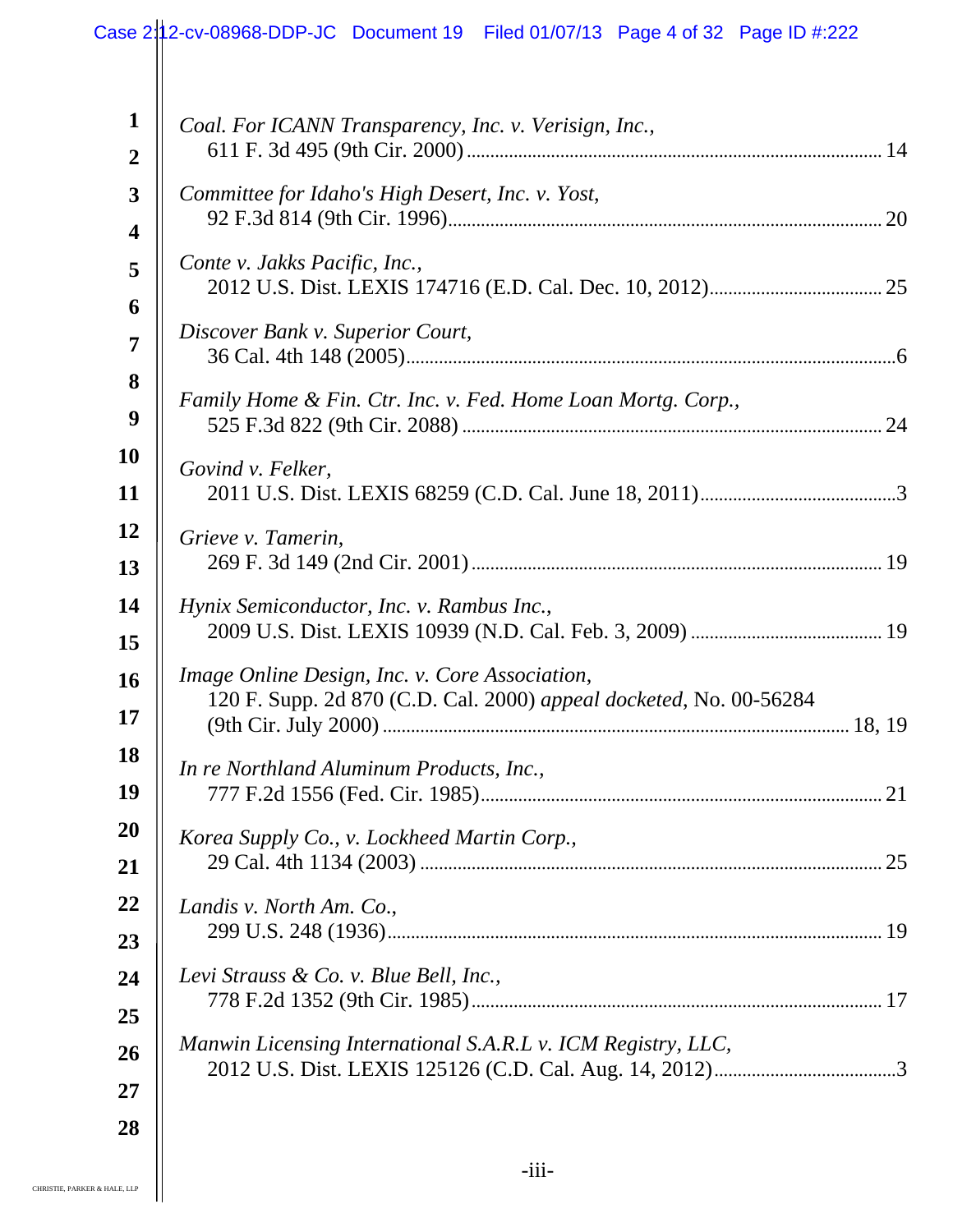*Coal. For ICANN Transparency, Inc. v. Verisign, Inc.*,
611 F. 3d 495 (9th Cir. 2000) ........................................................................................ 14

*Committee for Idaho's High Desert, Inc. v. Yost*,
92 F.3d 814 (9th Cir. 1996)............................................................................................ 20

*Conte v. Jakks Pacific, Inc.*,
2012 U.S. Dist. LEXIS 174716 (E.D. Cal. Dec. 10, 2012)..................................... 25

*Discover Bank v. Superior Court*,
36 Cal. 4th 148 (2005).......................................................................................................6

*Family Home & Fin. Ctr. Inc. v. Fed. Home Loan Mortg. Corp.*,
525 F.3d 822 (9th Cir. 2088) ......................................................................................... 24

*Govind v. Felker*,
2011 U.S. Dist. LEXIS 68259 (C.D. Cal. June 18, 2011)...........................................3

*Grieve v. Tamerin*,
269 F. 3d 149 (2nd Cir. 2001) ....................................................................................... 19

*Hynix Semiconductor, Inc. v. Rambus Inc.*,
2009 U.S. Dist. LEXIS 10939 (N.D. Cal. Feb. 3, 2009) ......................................... 19

*Image Online Design, Inc. v. Core Association*,
120 F. Supp. 2d 870 (C.D. Cal. 2000) *appeal docketed*, No. 00-56284
(9th Cir. July 2000) ................................................................................................... 18, 19

*In re Northland Aluminum Products, Inc.*,
777 F.2d 1556 (Fed. Cir. 1985)..................................................................................... 21

*Korea Supply Co., v. Lockheed Martin Corp.*,
29 Cal. 4th 1134 (2003) ................................................................................................. 25

*Landis v. North Am. Co.*,
299 U.S. 248 (1936)........................................................................................................ 19

*Levi Strauss & Co. v. Blue Bell, Inc.*,
778 F.2d 1352 (9th Cir. 1985)....................................................................................... 17

*Manwin Licensing International S.A.R.L v. ICM Registry, LLC*,
2012 U.S. Dist. LEXIS 125126 (C.D. Cal. Aug. 14, 2012).......................................3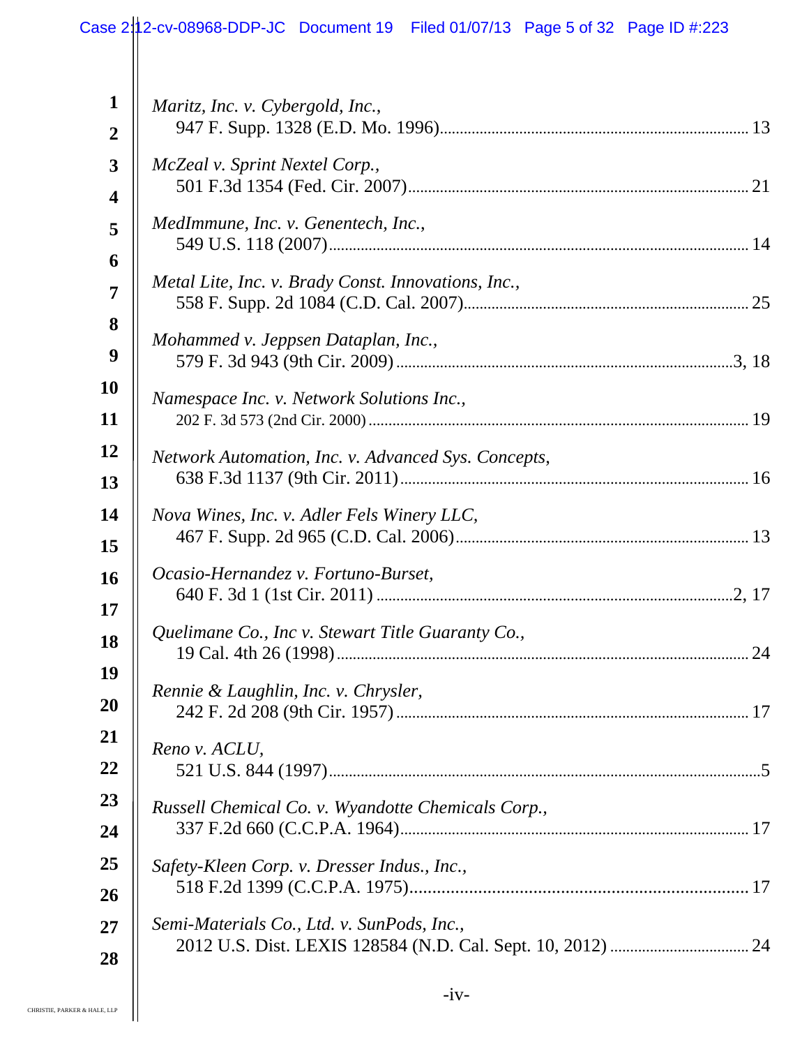*Maritz, Inc. v. Cybergold, Inc.*,
947 F. Supp. 1328 (E.D. Mo. 1996).......................................................................... 13

*McZeal v. Sprint Nextel Corp.*,
501 F.3d 1354 (Fed. Cir. 2007)............................................................................... 21

*MedImmune, Inc. v. Genentech, Inc.*,
549 U.S. 118 (2007)................................................................................................. 14

*Metal Lite, Inc. v. Brady Const. Innovations, Inc.*,
558 F. Supp. 2d 1084 (C.D. Cal. 2007).................................................................. 25

*Mohammed v. Jeppsen Dataplan, Inc.*,
579 F. 3d 943 (9th Cir. 2009)...............................................................................3, 18

*Namespace Inc. v. Network Solutions Inc.*,
202 F. 3d 573 (2nd Cir. 2000)................................................................................. 19

*Network Automation, Inc. v. Advanced Sys. Concepts*,
638 F.3d 1137 (9th Cir. 2011)................................................................................. 16

*Nova Wines, Inc. v. Adler Fels Winery LLC*,
467 F. Supp. 2d 965 (C.D. Cal. 2006).................................................................... 13

*Ocasio-Hernandez v. Fortuno-Burset*,
640 F. 3d 1 (1st Cir. 2011)...................................................................................2, 17

*Quelimane Co., Inc v. Stewart Title Guaranty Co.*,
19 Cal. 4th 26 (1998)............................................................................................... 24

*Rennie & Laughlin, Inc. v. Chrysler*,
242 F. 2d 208 (9th Cir. 1957).................................................................................. 17

*Reno v. ACLU*,
521 U.S. 844 (1997)...................................................................................................5

*Russell Chemical Co. v. Wyandotte Chemicals Corp.*,
337 F.2d 660 (C.C.P.A. 1964)................................................................................. 17

*Safety-Kleen Corp. v. Dresser Indus., Inc.*,
518 F.2d 1399 (C.C.P.A. 1975)............................................................................... 17

*Semi-Materials Co., Ltd. v. SunPods, Inc.*,
2012 U.S. Dist. LEXIS 128584 (N.D. Cal. Sept. 10, 2012) .................................. 24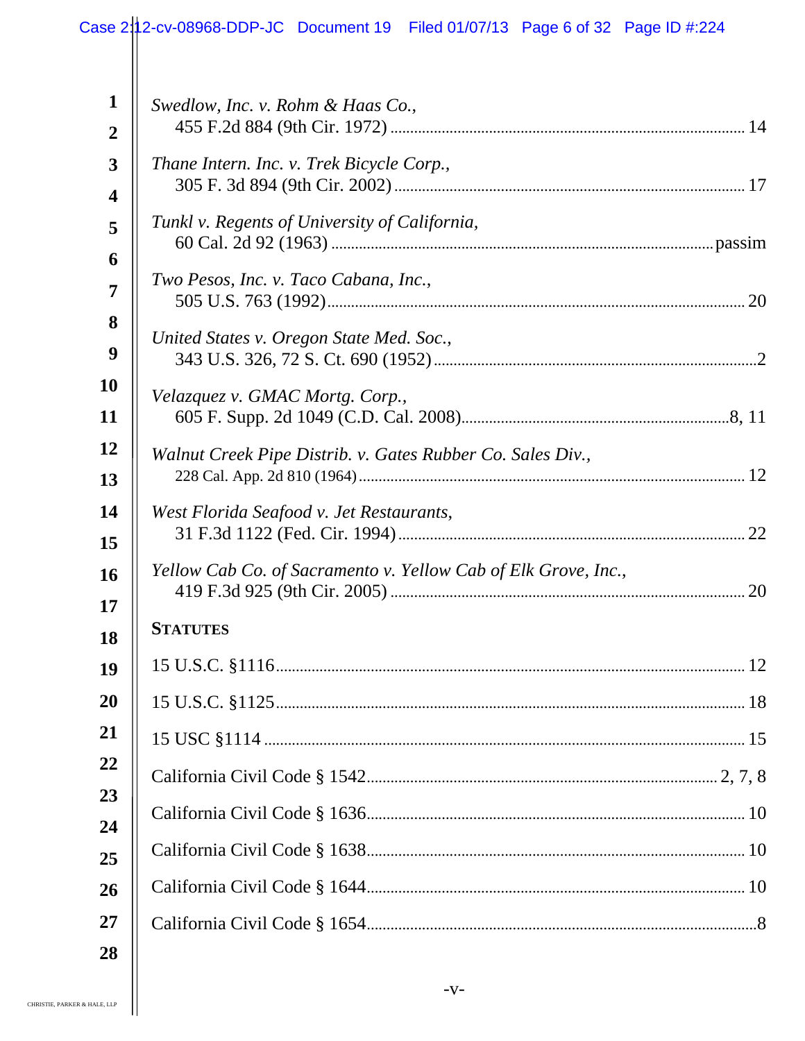*Swedlow, Inc. v. Rohm & Haas Co.*,
455 F.2d 884 (9th Cir. 1972) ........................................................................................ 14

*Thane Intern. Inc. v. Trek Bicycle Corp.*,
305 F. 3d 894 (9th Cir. 2002) ........................................................................................ 17

*Tunkl v. Regents of University of California*,
60 Cal. 2d 92 (1963) ............................................................................................... passim

*Two Pesos, Inc. v. Taco Cabana, Inc.*,
505 U.S. 763 (1992) ........................................................................................................ 20

*United States v. Oregon State Med. Soc.*,
343 U.S. 326, 72 S. Ct. 690 (1952) ................................................................................. 2

*Velazquez v. GMAC Mortg. Corp.*,
605 F. Supp. 2d 1049 (C.D. Cal. 2008) ..................................................................... 8, 11

*Walnut Creek Pipe Distrib. v. Gates Rubber Co. Sales Div.*,
228 Cal. App. 2d 810 (1964) .......................................................................................... 12

*West Florida Seafood v. Jet Restaurants*,
31 F.3d 1122 (Fed. Cir. 1994) ........................................................................................ 22

*Yellow Cab Co. of Sacramento v. Yellow Cab of Elk Grove, Inc.*,
419 F.3d 925 (9th Cir. 2005) .......................................................................................... 20

**STATUTES**

15 U.S.C. §1116 ................................................................................................................ 12

15 U.S.C. §1125 ................................................................................................................ 18

15 USC §1114 ................................................................................................................... 15

California Civil Code § 1542 ....................................................................................... 2, 7, 8

California Civil Code § 1636 ............................................................................................. 10

California Civil Code § 1638 ............................................................................................. 10

California Civil Code § 1644 ............................................................................................. 10

California Civil Code § 1654 ............................................................................................... 8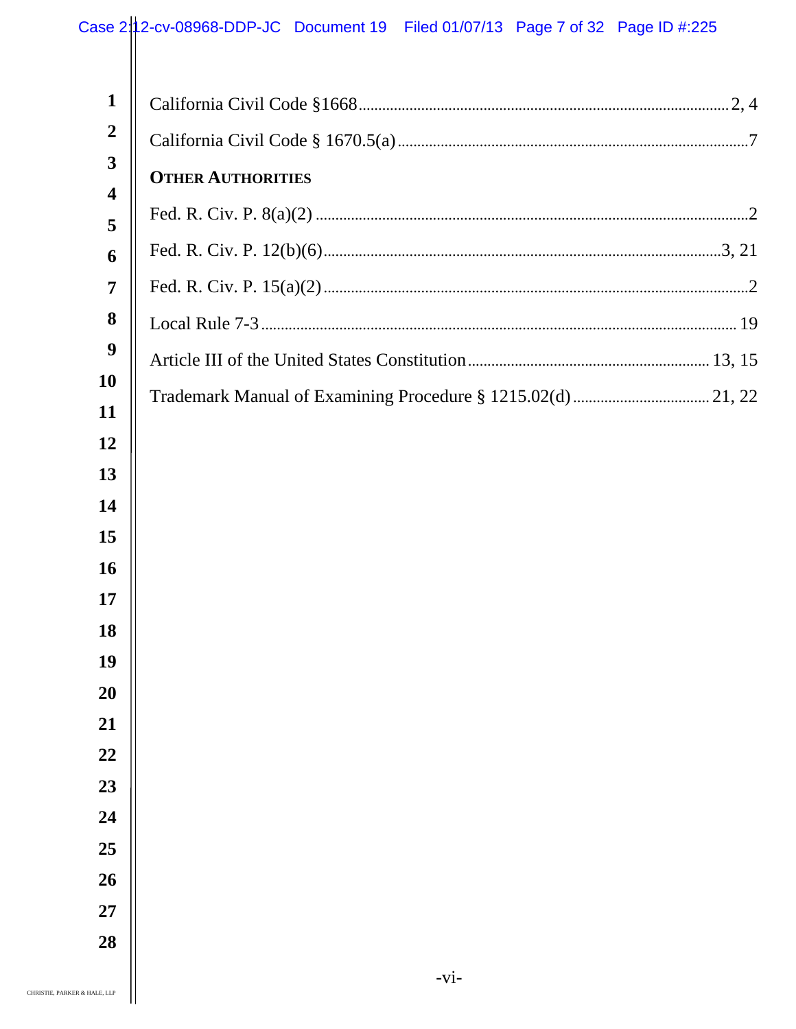California Civil Code §1668 ............................................................................................ 2, 4

California Civil Code § 1670.5(a) ........................................................................................ 7

**OTHER AUTHORITIES**

Fed. R. Civ. P. 8(a)(2) ............................................................................................................ 2

Fed. R. Civ. P. 12(b)(6) ..................................................................................................... 3, 21

Fed. R. Civ. P. 15(a)(2) ........................................................................................................... 2

Local Rule 7-3 ....................................................................................................................... 19

Article III of the United States Constitution ............................................................. 13, 15

Trademark Manual of Examining Procedure § 1215.02(d) .................................. 21, 22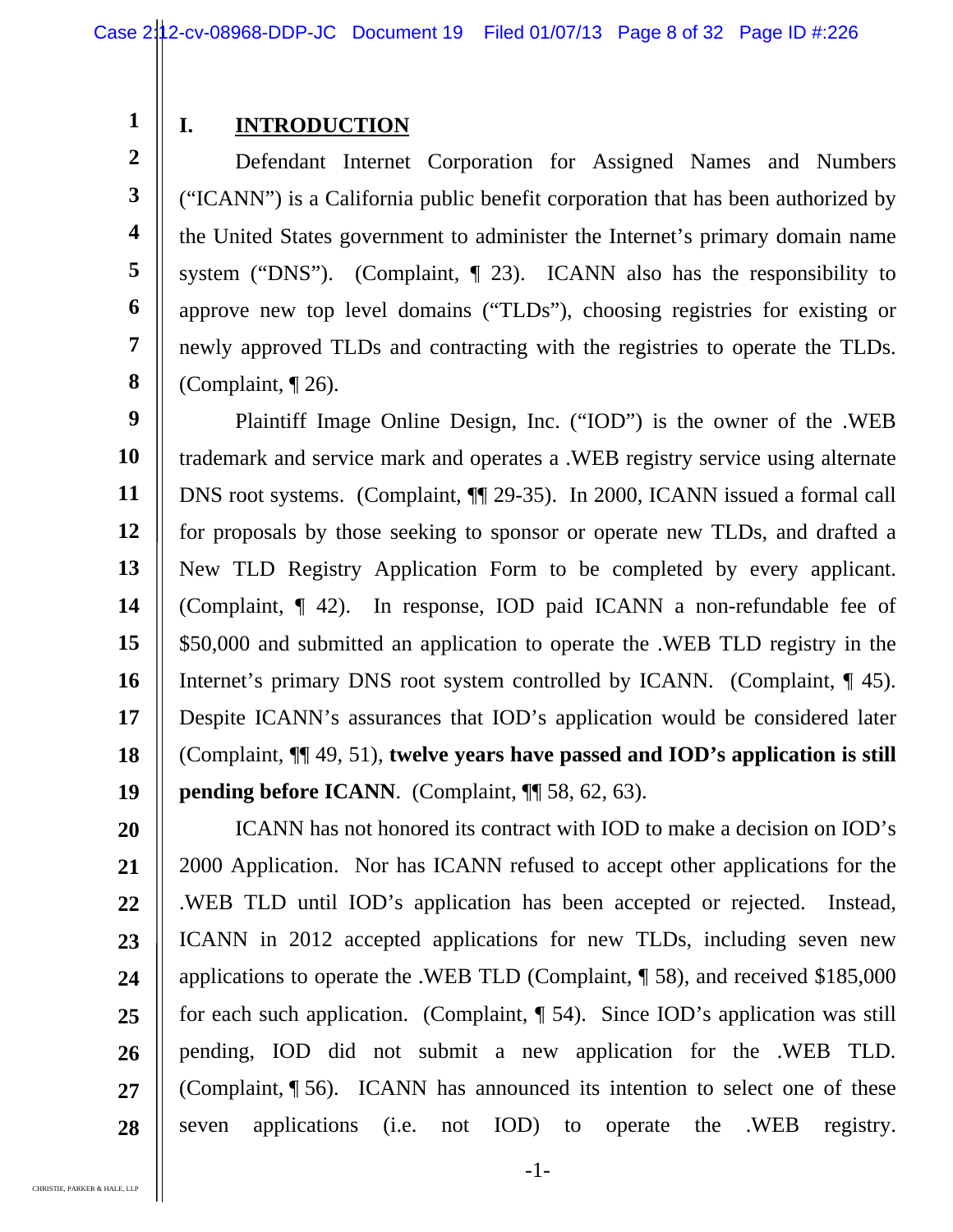## I. INTRODUCTION

Defendant Internet Corporation for Assigned Names and Numbers ("ICANN") is a California public benefit corporation that has been authorized by the United States government to administer the Internet's primary domain name system ("DNS"). (Complaint, ¶ 23). ICANN also has the responsibility to approve new top level domains ("TLDs"), choosing registries for existing or newly approved TLDs and contracting with the registries to operate the TLDs. (Complaint, ¶ 26).

Plaintiff Image Online Design, Inc. ("IOD") is the owner of the .WEB trademark and service mark and operates a .WEB registry service using alternate DNS root systems. (Complaint, ¶¶ 29-35). In 2000, ICANN issued a formal call for proposals by those seeking to sponsor or operate new TLDs, and drafted a New TLD Registry Application Form to be completed by every applicant. (Complaint, ¶ 42). In response, IOD paid ICANN a non-refundable fee of $50,000 and submitted an application to operate the .WEB TLD registry in the Internet's primary DNS root system controlled by ICANN. (Complaint, ¶ 45). Despite ICANN's assurances that IOD's application would be considered later (Complaint, ¶¶ 49, 51), **twelve years have passed and IOD's application is still pending before ICANN**. (Complaint, ¶¶ 58, 62, 63).

ICANN has not honored its contract with IOD to make a decision on IOD's 2000 Application. Nor has ICANN refused to accept other applications for the .WEB TLD until IOD's application has been accepted or rejected. Instead, ICANN in 2012 accepted applications for new TLDs, including seven new applications to operate the .WEB TLD (Complaint, ¶ 58), and received $185,000 for each such application. (Complaint, ¶ 54). Since IOD's application was still pending, IOD did not submit a new application for the .WEB TLD. (Complaint, ¶ 56). ICANN has announced its intention to select one of these seven applications (i.e. not IOD) to operate the .WEB registry.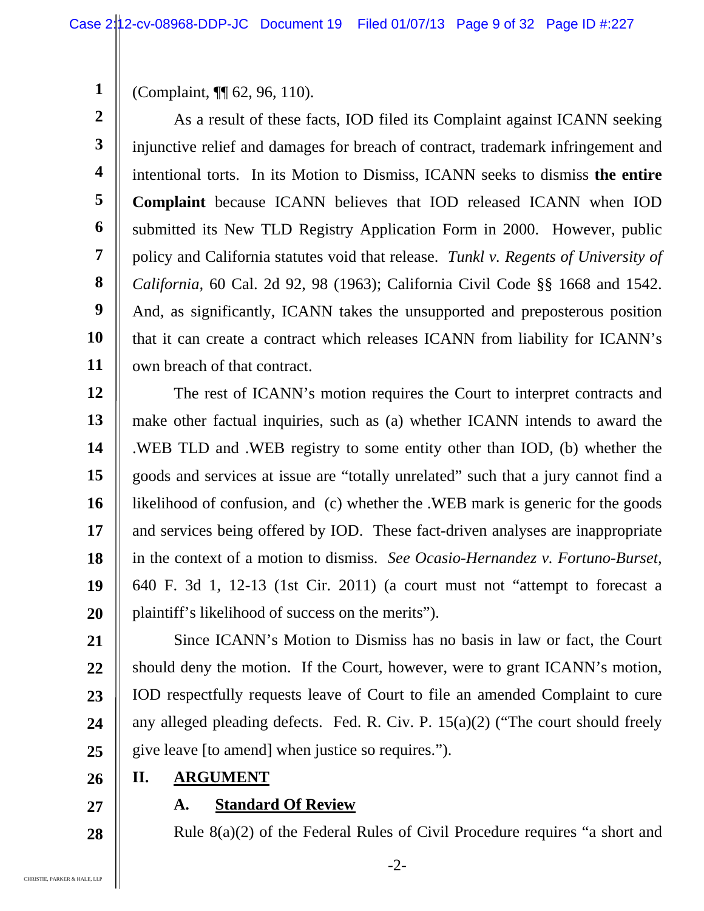(Complaint, ¶¶ 62, 96, 110).

As a result of these facts, IOD filed its Complaint against ICANN seeking injunctive relief and damages for breach of contract, trademark infringement and intentional torts. In its Motion to Dismiss, ICANN seeks to dismiss **the entire Complaint** because ICANN believes that IOD released ICANN when IOD submitted its New TLD Registry Application Form in 2000. However, public policy and California statutes void that release. *Tunkl v. Regents of University of California,* 60 Cal. 2d 92, 98 (1963); California Civil Code §§ 1668 and 1542. And, as significantly, ICANN takes the unsupported and preposterous position that it can create a contract which releases ICANN from liability for ICANN's own breach of that contract.

The rest of ICANN's motion requires the Court to interpret contracts and make other factual inquiries, such as (a) whether ICANN intends to award the .WEB TLD and .WEB registry to some entity other than IOD, (b) whether the goods and services at issue are "totally unrelated" such that a jury cannot find a likelihood of confusion, and (c) whether the .WEB mark is generic for the goods and services being offered by IOD. These fact-driven analyses are inappropriate in the context of a motion to dismiss. *See Ocasio-Hernandez v. Fortuno-Burset,* 640 F. 3d 1, 12-13 (1st Cir. 2011) (a court must not "attempt to forecast a plaintiff's likelihood of success on the merits").

Since ICANN's Motion to Dismiss has no basis in law or fact, the Court should deny the motion. If the Court, however, were to grant ICANN's motion, IOD respectfully requests leave of Court to file an amended Complaint to cure any alleged pleading defects. Fed. R. Civ. P. 15(a)(2) ("The court should freely give leave [to amend] when justice so requires.").

## II. ARGUMENT

### A. Standard Of Review

Rule 8(a)(2) of the Federal Rules of Civil Procedure requires "a short and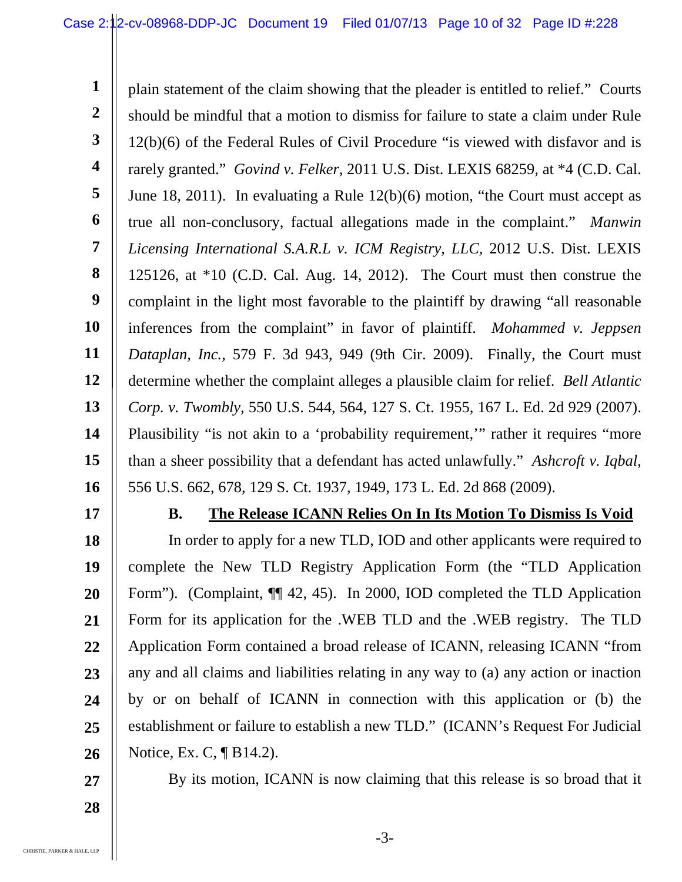plain statement of the claim showing that the pleader is entitled to relief." Courts should be mindful that a motion to dismiss for failure to state a claim under Rule 12(b)(6) of the Federal Rules of Civil Procedure "is viewed with disfavor and is rarely granted." *Govind v. Felker,* 2011 U.S. Dist. LEXIS 68259, at *4 (C.D. Cal. June 18, 2011). In evaluating a Rule 12(b)(6) motion, "the Court must accept as true all non-conclusory, factual allegations made in the complaint." *Manwin Licensing International S.A.R.L v. ICM Registry, LLC,* 2012 U.S. Dist. LEXIS 125126, at *10 (C.D. Cal. Aug. 14, 2012). The Court must then construe the complaint in the light most favorable to the plaintiff by drawing "all reasonable inferences from the complaint" in favor of plaintiff. *Mohammed v. Jeppsen Dataplan, Inc.,* 579 F. 3d 943, 949 (9th Cir. 2009). Finally, the Court must determine whether the complaint alleges a plausible claim for relief. *Bell Atlantic Corp. v. Twombly,* 550 U.S. 544, 564, 127 S. Ct. 1955, 167 L. Ed. 2d 929 (2007). Plausibility "is not akin to a 'probability requirement,'" rather it requires "more than a sheer possibility that a defendant has acted unlawfully." *Ashcroft v. Iqbal,* 556 U.S. 662, 678, 129 S. Ct. 1937, 1949, 173 L. Ed. 2d 868 (2009).

**B. <u>The Release ICANN Relies On In Its Motion To Dismiss Is Void</u>**

In order to apply for a new TLD, IOD and other applicants were required to complete the New TLD Registry Application Form (the "TLD Application Form"). (Complaint, ¶¶ 42, 45). In 2000, IOD completed the TLD Application Form for its application for the .WEB TLD and the .WEB registry. The TLD Application Form contained a broad release of ICANN, releasing ICANN "from any and all claims and liabilities relating in any way to (a) any action or inaction by or on behalf of ICANN in connection with this application or (b) the establishment or failure to establish a new TLD." (ICANN's Request For Judicial Notice, Ex. C, ¶ B14.2).

By its motion, ICANN is now claiming that this release is so broad that it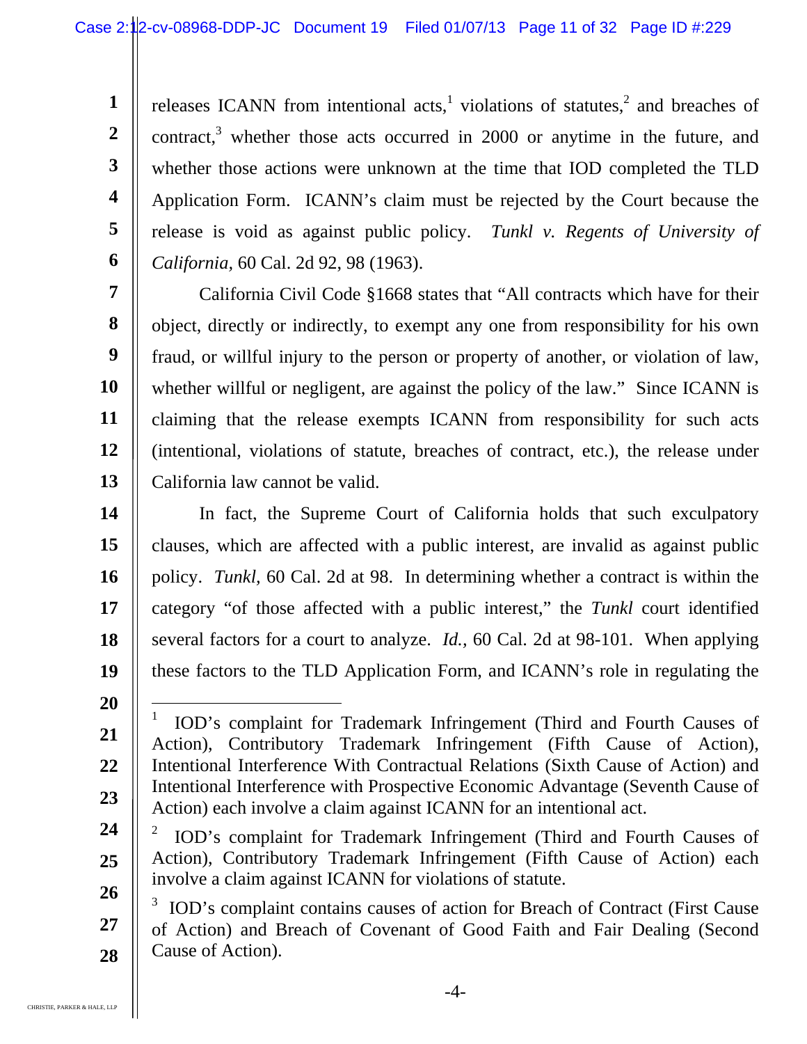releases ICANN from intentional acts,[1] violations of statutes,[2] and breaches of contract,[3] whether those acts occurred in 2000 or anytime in the future, and whether those actions were unknown at the time that IOD completed the TLD Application Form. ICANN's claim must be rejected by the Court because the release is void as against public policy. *Tunkl v. Regents of University of California*, 60 Cal. 2d 92, 98 (1963).

California Civil Code §1668 states that "All contracts which have for their object, directly or indirectly, to exempt any one from responsibility for his own fraud, or willful injury to the person or property of another, or violation of law, whether willful or negligent, are against the policy of the law." Since ICANN is claiming that the release exempts ICANN from responsibility for such acts (intentional, violations of statute, breaches of contract, etc.), the release under California law cannot be valid.

In fact, the Supreme Court of California holds that such exculpatory clauses, which are affected with a public interest, are invalid as against public policy. *Tunkl,* 60 Cal. 2d at 98. In determining whether a contract is within the category "of those affected with a public interest," the *Tunkl* court identified several factors for a court to analyze. *Id.,* 60 Cal. 2d at 98-101. When applying these factors to the TLD Application Form, and ICANN's role in regulating the

---

[1] IOD's complaint for Trademark Infringement (Third and Fourth Causes of Action), Contributory Trademark Infringement (Fifth Cause of Action), Intentional Interference With Contractual Relations (Sixth Cause of Action) and Intentional Interference with Prospective Economic Advantage (Seventh Cause of Action) each involve a claim against ICANN for an intentional act.

[2] IOD's complaint for Trademark Infringement (Third and Fourth Causes of Action), Contributory Trademark Infringement (Fifth Cause of Action) each involve a claim against ICANN for violations of statute.

[3] IOD's complaint contains causes of action for Breach of Contract (First Cause of Action) and Breach of Covenant of Good Faith and Fair Dealing (Second Cause of Action).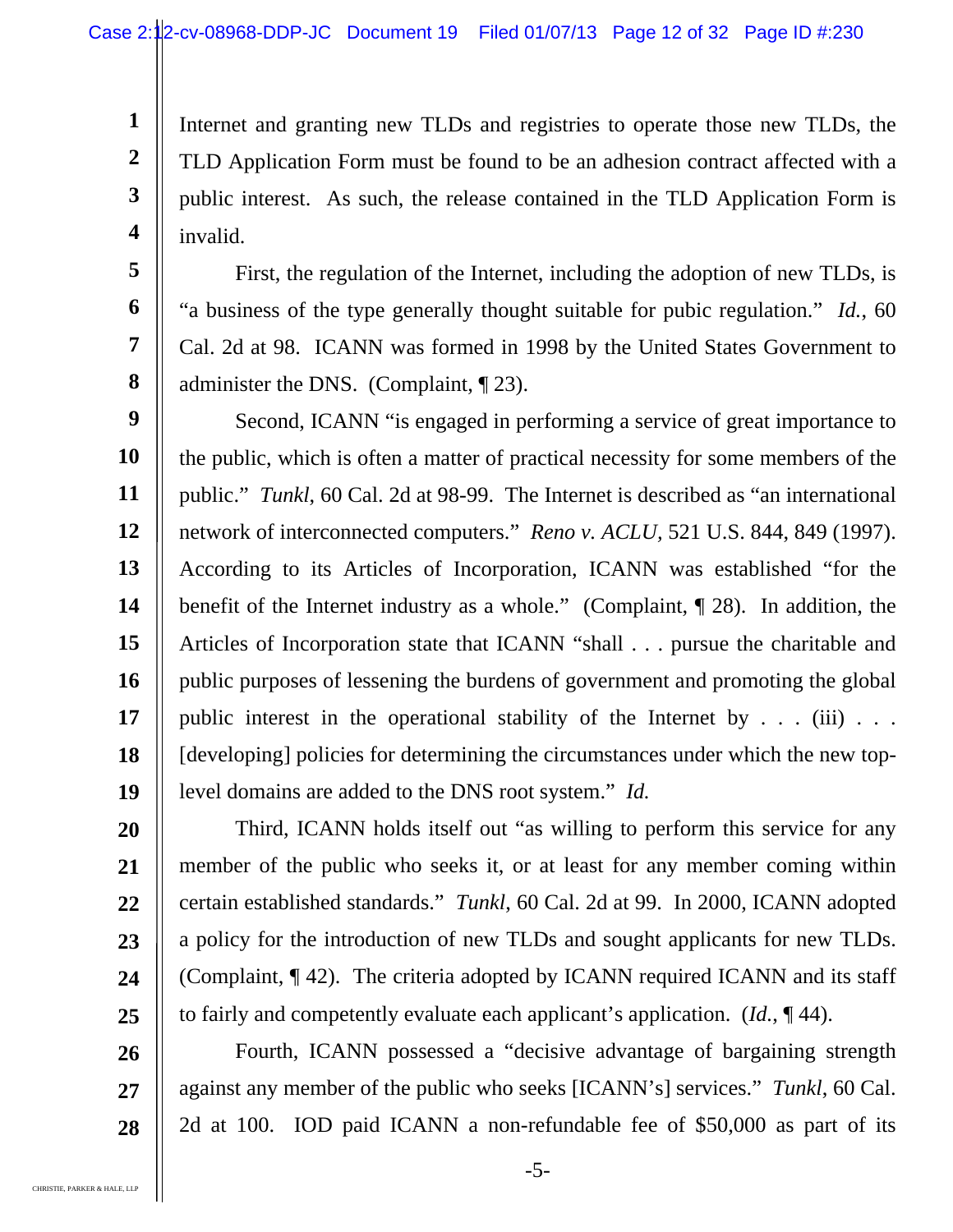Internet and granting new TLDs and registries to operate those new TLDs, the TLD Application Form must be found to be an adhesion contract affected with a public interest. As such, the release contained in the TLD Application Form is invalid.

First, the regulation of the Internet, including the adoption of new TLDs, is "a business of the type generally thought suitable for pubic regulation." *Id.*, 60 Cal. 2d at 98. ICANN was formed in 1998 by the United States Government to administer the DNS. (Complaint, ¶ 23).

Second, ICANN "is engaged in performing a service of great importance to the public, which is often a matter of practical necessity for some members of the public." *Tunkl*, 60 Cal. 2d at 98-99. The Internet is described as "an international network of interconnected computers." *Reno v. ACLU*, 521 U.S. 844, 849 (1997). According to its Articles of Incorporation, ICANN was established "for the benefit of the Internet industry as a whole." (Complaint, ¶ 28). In addition, the Articles of Incorporation state that ICANN "shall . . . pursue the charitable and public purposes of lessening the burdens of government and promoting the global public interest in the operational stability of the Internet by . . . (iii) . . . [developing] policies for determining the circumstances under which the new top-level domains are added to the DNS root system." *Id.*

Third, ICANN holds itself out "as willing to perform this service for any member of the public who seeks it, or at least for any member coming within certain established standards." *Tunkl*, 60 Cal. 2d at 99. In 2000, ICANN adopted a policy for the introduction of new TLDs and sought applicants for new TLDs. (Complaint, ¶ 42). The criteria adopted by ICANN required ICANN and its staff to fairly and competently evaluate each applicant's application. (*Id.*, ¶ 44).

Fourth, ICANN possessed a "decisive advantage of bargaining strength against any member of the public who seeks [ICANN's] services." *Tunkl*, 60 Cal. 2d at 100. IOD paid ICANN a non-refundable fee of $50,000 as part of its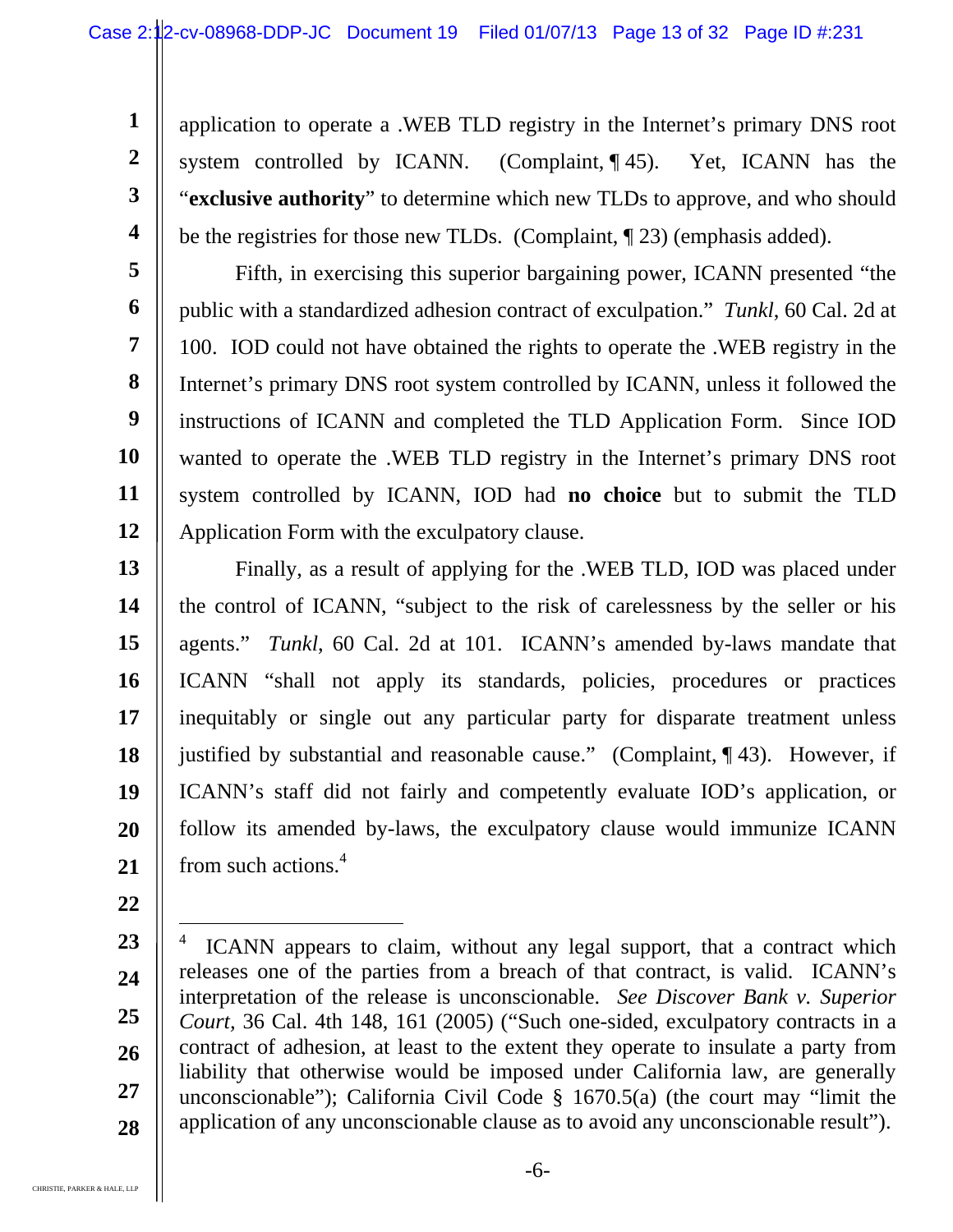application to operate a .WEB TLD registry in the Internet's primary DNS root system controlled by ICANN. (Complaint, ¶ 45). Yet, ICANN has the "**exclusive authority**" to determine which new TLDs to approve, and who should be the registries for those new TLDs. (Complaint, ¶ 23) (emphasis added).

Fifth, in exercising this superior bargaining power, ICANN presented "the public with a standardized adhesion contract of exculpation." *Tunkl*, 60 Cal. 2d at 100. IOD could not have obtained the rights to operate the .WEB registry in the Internet's primary DNS root system controlled by ICANN, unless it followed the instructions of ICANN and completed the TLD Application Form. Since IOD wanted to operate the .WEB TLD registry in the Internet's primary DNS root system controlled by ICANN, IOD had **no choice** but to submit the TLD Application Form with the exculpatory clause.

Finally, as a result of applying for the .WEB TLD, IOD was placed under the control of ICANN, "subject to the risk of carelessness by the seller or his agents." *Tunkl*, 60 Cal. 2d at 101. ICANN's amended by-laws mandate that ICANN "shall not apply its standards, policies, procedures or practices inequitably or single out any particular party for disparate treatment unless justified by substantial and reasonable cause." (Complaint, ¶ 43). However, if ICANN's staff did not fairly and competently evaluate IOD's application, or follow its amended by-laws, the exculpatory clause would immunize ICANN from such actions.[4]

---

[4] ICANN appears to claim, without any legal support, that a contract which releases one of the parties from a breach of that contract, is valid. ICANN's interpretation of the release is unconscionable. *See Discover Bank v. Superior Court*, 36 Cal. 4th 148, 161 (2005) ("Such one-sided, exculpatory contracts in a contract of adhesion, at least to the extent they operate to insulate a party from liability that otherwise would be imposed under California law, are generally unconscionable"); California Civil Code § 1670.5(a) (the court may "limit the application of any unconscionable clause as to avoid any unconscionable result").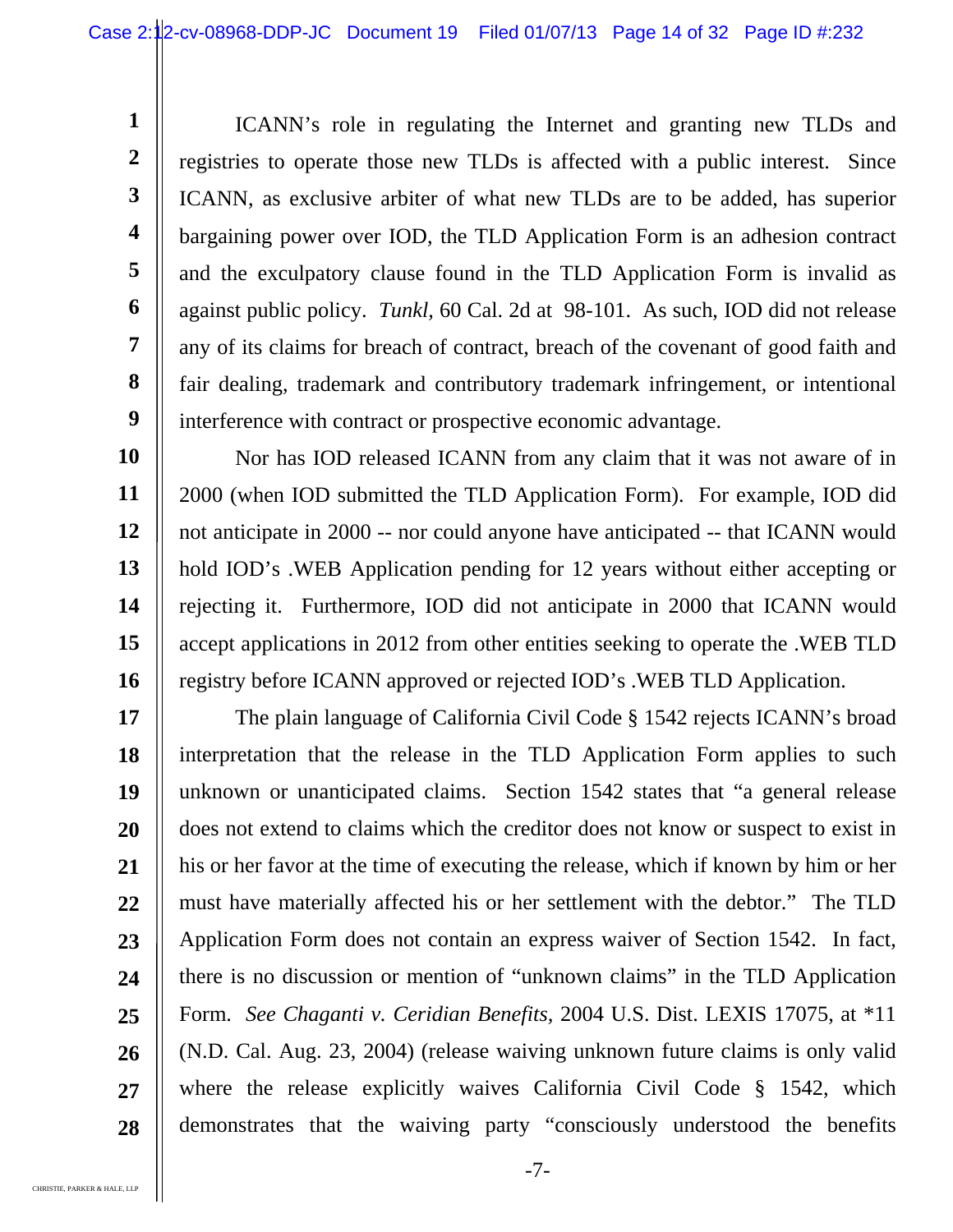ICANN's role in regulating the Internet and granting new TLDs and registries to operate those new TLDs is affected with a public interest. Since ICANN, as exclusive arbiter of what new TLDs are to be added, has superior bargaining power over IOD, the TLD Application Form is an adhesion contract and the exculpatory clause found in the TLD Application Form is invalid as against public policy. *Tunkl,* 60 Cal. 2d at 98-101. As such, IOD did not release any of its claims for breach of contract, breach of the covenant of good faith and fair dealing, trademark and contributory trademark infringement, or intentional interference with contract or prospective economic advantage.

Nor has IOD released ICANN from any claim that it was not aware of in 2000 (when IOD submitted the TLD Application Form). For example, IOD did not anticipate in 2000 -- nor could anyone have anticipated -- that ICANN would hold IOD's .WEB Application pending for 12 years without either accepting or rejecting it. Furthermore, IOD did not anticipate in 2000 that ICANN would accept applications in 2012 from other entities seeking to operate the .WEB TLD registry before ICANN approved or rejected IOD's .WEB TLD Application.

The plain language of California Civil Code § 1542 rejects ICANN's broad interpretation that the release in the TLD Application Form applies to such unknown or unanticipated claims. Section 1542 states that "a general release does not extend to claims which the creditor does not know or suspect to exist in his or her favor at the time of executing the release, which if known by him or her must have materially affected his or her settlement with the debtor." The TLD Application Form does not contain an express waiver of Section 1542. In fact, there is no discussion or mention of "unknown claims" in the TLD Application Form. *See Chaganti v. Ceridian Benefits*, 2004 U.S. Dist. LEXIS 17075, at *11 (N.D. Cal. Aug. 23, 2004) (release waiving unknown future claims is only valid where the release explicitly waives California Civil Code § 1542, which demonstrates that the waiving party "consciously understood the benefits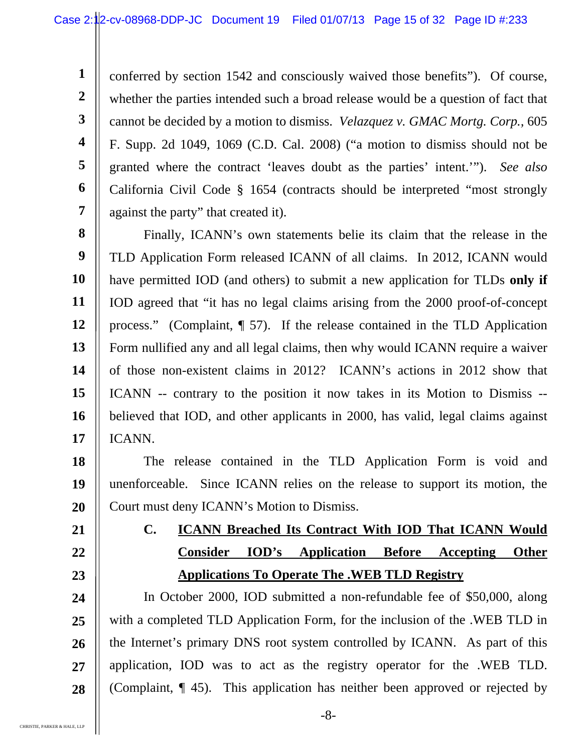conferred by section 1542 and consciously waived those benefits"). Of course, whether the parties intended such a broad release would be a question of fact that cannot be decided by a motion to dismiss. *Velazquez v. GMAC Mortg. Corp.*, 605 F. Supp. 2d 1049, 1069 (C.D. Cal. 2008) ("a motion to dismiss should not be granted where the contract 'leaves doubt as the parties' intent.'"). *See also* California Civil Code § 1654 (contracts should be interpreted "most strongly against the party" that created it).

Finally, ICANN's own statements belie its claim that the release in the TLD Application Form released ICANN of all claims. In 2012, ICANN would have permitted IOD (and others) to submit a new application for TLDs **only if** IOD agreed that "it has no legal claims arising from the 2000 proof-of-concept process." (Complaint, ¶ 57). If the release contained in the TLD Application Form nullified any and all legal claims, then why would ICANN require a waiver of those non-existent claims in 2012? ICANN's actions in 2012 show that ICANN -- contrary to the position it now takes in its Motion to Dismiss -- believed that IOD, and other applicants in 2000, has valid, legal claims against ICANN.

The release contained in the TLD Application Form is void and unenforceable. Since ICANN relies on the release to support its motion, the Court must deny ICANN's Motion to Dismiss.

### C. ICANN Breached Its Contract With IOD That ICANN Would Consider IOD's Application Before Accepting Other Applications To Operate The .WEB TLD Registry

In October 2000, IOD submitted a non-refundable fee of $50,000, along with a completed TLD Application Form, for the inclusion of the .WEB TLD in the Internet's primary DNS root system controlled by ICANN. As part of this application, IOD was to act as the registry operator for the .WEB TLD. (Complaint, ¶ 45). This application has neither been approved or rejected by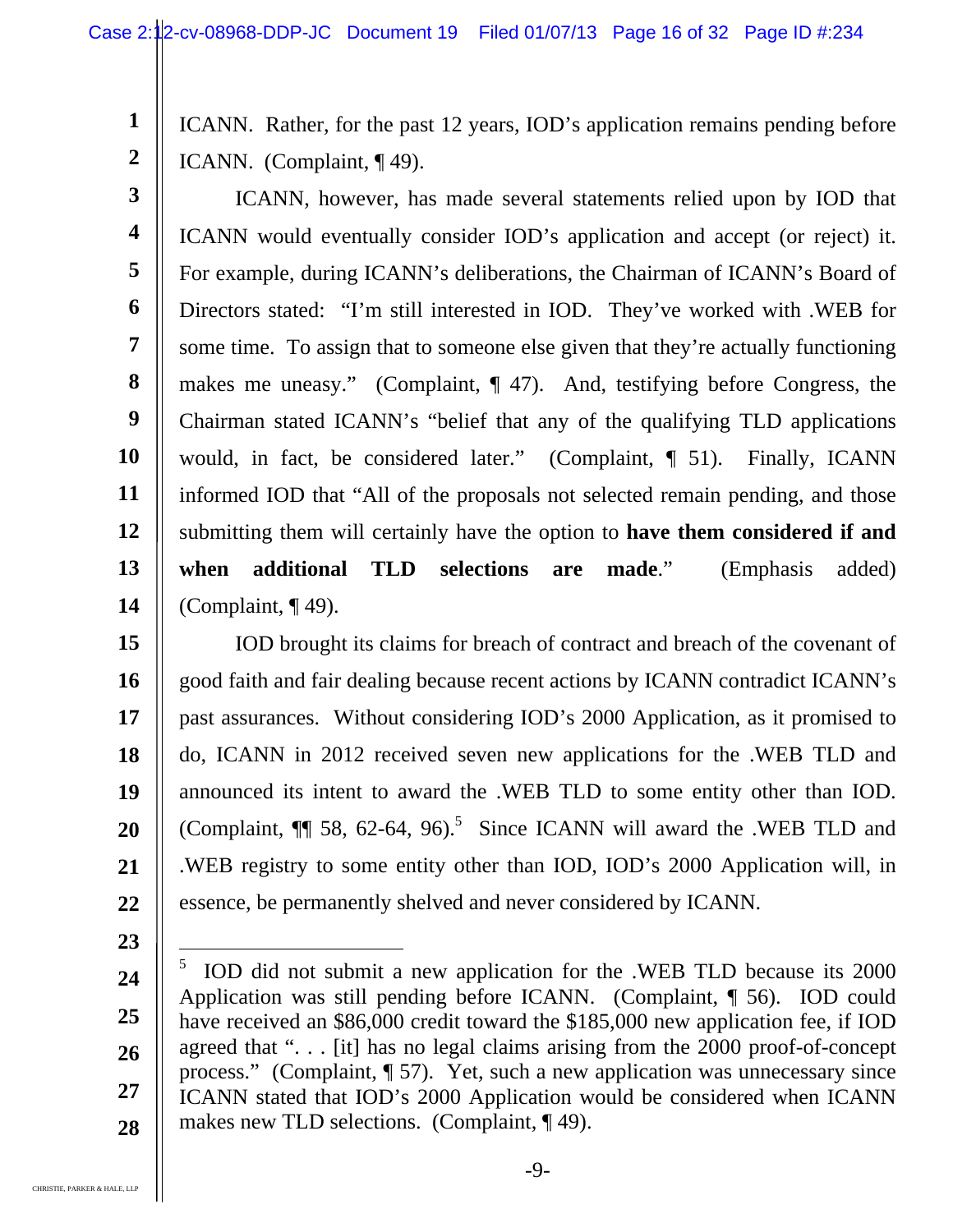ICANN. Rather, for the past 12 years, IOD's application remains pending before ICANN. (Complaint, ¶ 49).

ICANN, however, has made several statements relied upon by IOD that ICANN would eventually consider IOD's application and accept (or reject) it. For example, during ICANN's deliberations, the Chairman of ICANN's Board of Directors stated: "I'm still interested in IOD. They've worked with .WEB for some time. To assign that to someone else given that they're actually functioning makes me uneasy." (Complaint, ¶ 47). And, testifying before Congress, the Chairman stated ICANN's "belief that any of the qualifying TLD applications would, in fact, be considered later." (Complaint, ¶ 51). Finally, ICANN informed IOD that "All of the proposals not selected remain pending, and those submitting them will certainly have the option to **have them considered if and when additional TLD selections are made**." (Emphasis added) (Complaint, ¶ 49).

IOD brought its claims for breach of contract and breach of the covenant of good faith and fair dealing because recent actions by ICANN contradict ICANN's past assurances. Without considering IOD's 2000 Application, as it promised to do, ICANN in 2012 received seven new applications for the .WEB TLD and announced its intent to award the .WEB TLD to some entity other than IOD. (Complaint, ¶¶ 58, 62-64, 96).[5] Since ICANN will award the .WEB TLD and .WEB registry to some entity other than IOD, IOD's 2000 Application will, in essence, be permanently shelved and never considered by ICANN.

---

[5] IOD did not submit a new application for the .WEB TLD because its 2000 Application was still pending before ICANN. (Complaint, ¶ 56). IOD could have received an $86,000 credit toward the $185,000 new application fee, if IOD agreed that ". . . [it] has no legal claims arising from the 2000 proof-of-concept process." (Complaint, ¶ 57). Yet, such a new application was unnecessary since ICANN stated that IOD's 2000 Application would be considered when ICANN makes new TLD selections. (Complaint, ¶ 49).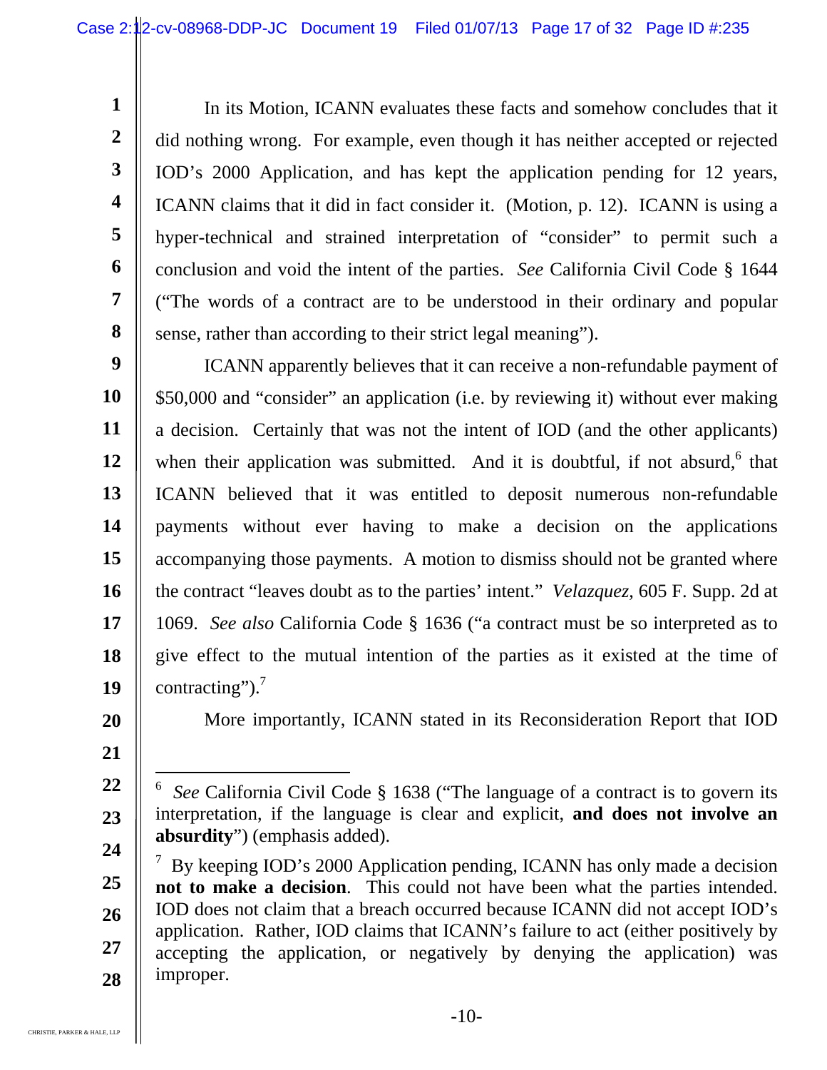In its Motion, ICANN evaluates these facts and somehow concludes that it did nothing wrong. For example, even though it has neither accepted or rejected IOD's 2000 Application, and has kept the application pending for 12 years, ICANN claims that it did in fact consider it. (Motion, p. 12). ICANN is using a hyper-technical and strained interpretation of "consider" to permit such a conclusion and void the intent of the parties. *See* California Civil Code § 1644 ("The words of a contract are to be understood in their ordinary and popular sense, rather than according to their strict legal meaning").

ICANN apparently believes that it can receive a non-refundable payment of $50,000 and "consider" an application (i.e. by reviewing it) without ever making a decision. Certainly that was not the intent of IOD (and the other applicants) when their application was submitted. And it is doubtful, if not absurd,[6] that ICANN believed that it was entitled to deposit numerous non-refundable payments without ever having to make a decision on the applications accompanying those payments. A motion to dismiss should not be granted where the contract "leaves doubt as to the parties' intent." *Velazquez*, 605 F. Supp. 2d at 1069. *See also* California Code § 1636 ("a contract must be so interpreted as to give effect to the mutual intention of the parties as it existed at the time of contracting").[7]

More importantly, ICANN stated in its Reconsideration Report that IOD

---

[6] *See* California Civil Code § 1638 ("The language of a contract is to govern its interpretation, if the language is clear and explicit, **and does not involve an absurdity**") (emphasis added).

[7] By keeping IOD's 2000 Application pending, ICANN has only made a decision **not to make a decision**. This could not have been what the parties intended. IOD does not claim that a breach occurred because ICANN did not accept IOD's application. Rather, IOD claims that ICANN's failure to act (either positively by accepting the application, or negatively by denying the application) was improper.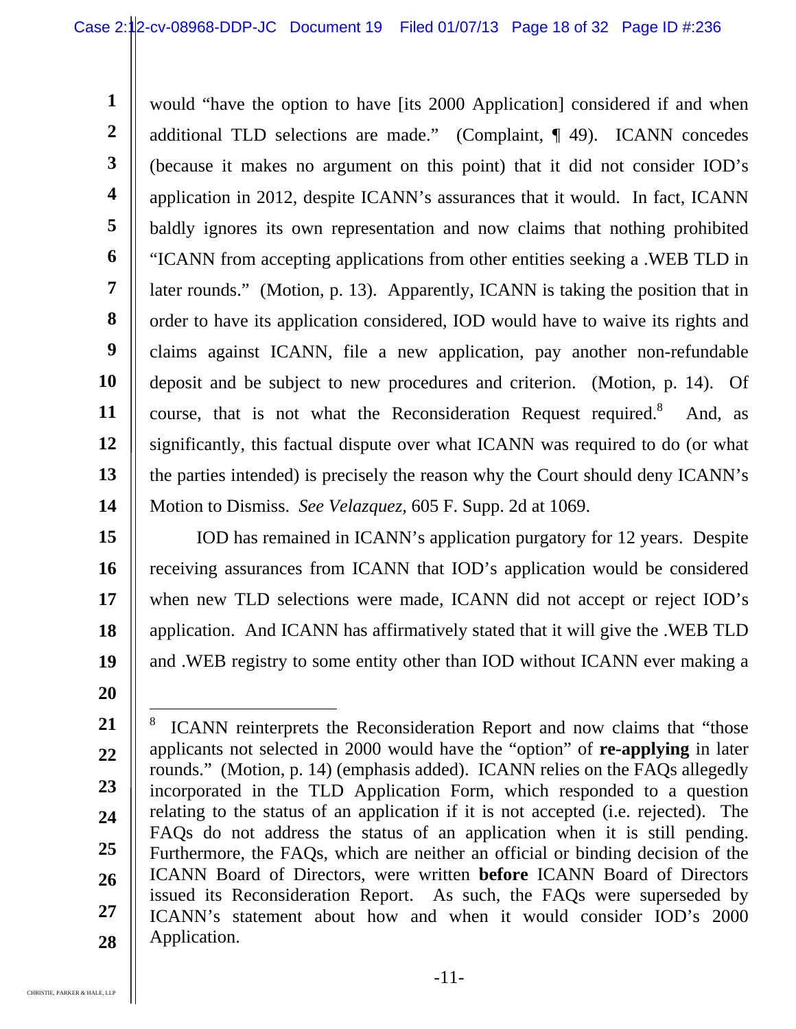would "have the option to have [its 2000 Application] considered if and when additional TLD selections are made." (Complaint, ¶ 49). ICANN concedes (because it makes no argument on this point) that it did not consider IOD's application in 2012, despite ICANN's assurances that it would. In fact, ICANN baldly ignores its own representation and now claims that nothing prohibited "ICANN from accepting applications from other entities seeking a .WEB TLD in later rounds." (Motion, p. 13). Apparently, ICANN is taking the position that in order to have its application considered, IOD would have to waive its rights and claims against ICANN, file a new application, pay another non-refundable deposit and be subject to new procedures and criterion. (Motion, p. 14). Of course, that is not what the Reconsideration Request required.[8] And, as significantly, this factual dispute over what ICANN was required to do (or what the parties intended) is precisely the reason why the Court should deny ICANN's Motion to Dismiss. *See Velazquez,* 605 F. Supp. 2d at 1069.

IOD has remained in ICANN's application purgatory for 12 years. Despite receiving assurances from ICANN that IOD's application would be considered when new TLD selections were made, ICANN did not accept or reject IOD's application. And ICANN has affirmatively stated that it will give the .WEB TLD and .WEB registry to some entity other than IOD without ICANN ever making a

---

[8] ICANN reinterprets the Reconsideration Report and now claims that "those applicants not selected in 2000 would have the "option" of **re-applying** in later rounds." (Motion, p. 14) (emphasis added). ICANN relies on the FAQs allegedly incorporated in the TLD Application Form, which responded to a question relating to the status of an application if it is not accepted (i.e. rejected). The FAQs do not address the status of an application when it is still pending. Furthermore, the FAQs, which are neither an official or binding decision of the ICANN Board of Directors, were written **before** ICANN Board of Directors issued its Reconsideration Report. As such, the FAQs were superseded by ICANN's statement about how and when it would consider IOD's 2000 Application.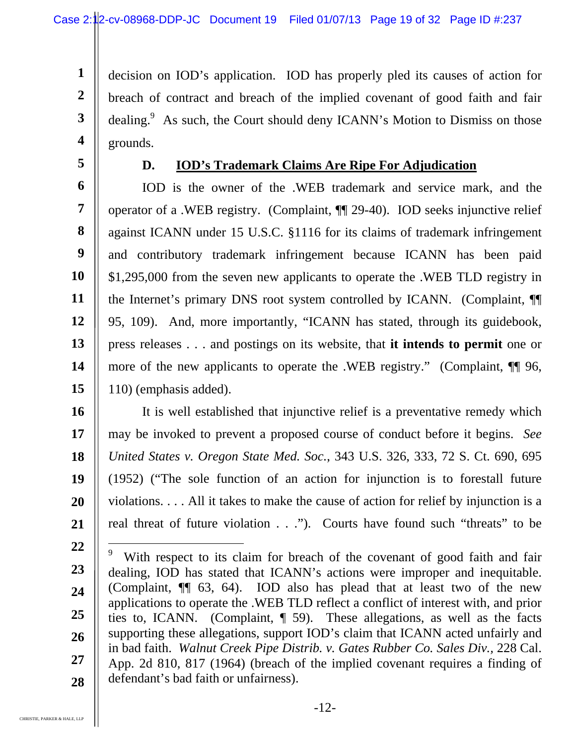decision on IOD's application. IOD has properly pled its causes of action for breach of contract and breach of the implied covenant of good faith and fair dealing.[9] As such, the Court should deny ICANN's Motion to Dismiss on those grounds.

### D. IOD's Trademark Claims Are Ripe For Adjudication

IOD is the owner of the .WEB trademark and service mark, and the operator of a .WEB registry. (Complaint, ¶¶ 29-40). IOD seeks injunctive relief against ICANN under 15 U.S.C. §1116 for its claims of trademark infringement and contributory trademark infringement because ICANN has been paid $1,295,000 from the seven new applicants to operate the .WEB TLD registry in the Internet's primary DNS root system controlled by ICANN. (Complaint, ¶¶ 95, 109). And, more importantly, "ICANN has stated, through its guidebook, press releases . . . and postings on its website, that **it intends to permit** one or more of the new applicants to operate the .WEB registry." (Complaint, ¶¶ 96, 110) (emphasis added).

It is well established that injunctive relief is a preventative remedy which may be invoked to prevent a proposed course of conduct before it begins. *See United States v. Oregon State Med. Soc.*, 343 U.S. 326, 333, 72 S. Ct. 690, 695 (1952) ("The sole function of an action for injunction is to forestall future violations. . . . All it takes to make the cause of action for relief by injunction is a real threat of future violation . . ."). Courts have found such "threats" to be

---

[9] With respect to its claim for breach of the covenant of good faith and fair dealing, IOD has stated that ICANN's actions were improper and inequitable. (Complaint, ¶¶ 63, 64). IOD also has plead that at least two of the new applications to operate the .WEB TLD reflect a conflict of interest with, and prior ties to, ICANN. (Complaint, ¶ 59). These allegations, as well as the facts supporting these allegations, support IOD's claim that ICANN acted unfairly and in bad faith. *Walnut Creek Pipe Distrib. v. Gates Rubber Co. Sales Div.*, 228 Cal. App. 2d 810, 817 (1964) (breach of the implied covenant requires a finding of defendant's bad faith or unfairness).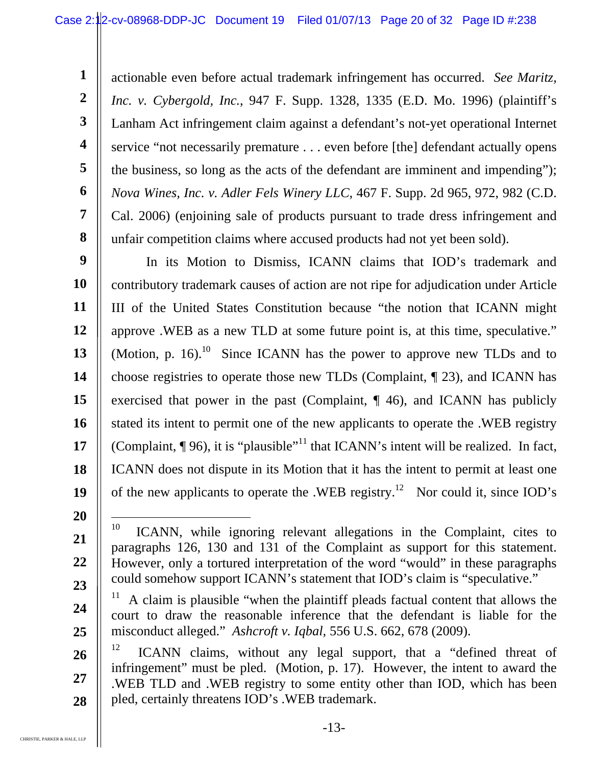actionable even before actual trademark infringement has occurred. *See Maritz, Inc. v. Cybergold, Inc.*, 947 F. Supp. 1328, 1335 (E.D. Mo. 1996) (plaintiff's Lanham Act infringement claim against a defendant's not-yet operational Internet service "not necessarily premature . . . even before [the] defendant actually opens the business, so long as the acts of the defendant are imminent and impending"); *Nova Wines, Inc. v. Adler Fels Winery LLC*, 467 F. Supp. 2d 965, 972, 982 (C.D. Cal. 2006) (enjoining sale of products pursuant to trade dress infringement and unfair competition claims where accused products had not yet been sold).

In its Motion to Dismiss, ICANN claims that IOD's trademark and contributory trademark causes of action are not ripe for adjudication under Article III of the United States Constitution because "the notion that ICANN might approve .WEB as a new TLD at some future point is, at this time, speculative." (Motion, p. 16).[10] Since ICANN has the power to approve new TLDs and to choose registries to operate those new TLDs (Complaint, ¶ 23), and ICANN has exercised that power in the past (Complaint, ¶ 46), and ICANN has publicly stated its intent to permit one of the new applicants to operate the .WEB registry (Complaint, ¶ 96), it is "plausible"[11] that ICANN's intent will be realized. In fact, ICANN does not dispute in its Motion that it has the intent to permit at least one of the new applicants to operate the .WEB registry.[12] Nor could it, since IOD's

---

[10] ICANN, while ignoring relevant allegations in the Complaint, cites to paragraphs 126, 130 and 131 of the Complaint as support for this statement. However, only a tortured interpretation of the word "would" in these paragraphs could somehow support ICANN's statement that IOD's claim is "speculative."

[11] A claim is plausible "when the plaintiff pleads factual content that allows the court to draw the reasonable inference that the defendant is liable for the misconduct alleged." *Ashcroft v. Iqbal*, 556 U.S. 662, 678 (2009).

[12] ICANN claims, without any legal support, that a "defined threat of infringement" must be pled. (Motion, p. 17). However, the intent to award the .WEB TLD and .WEB registry to some entity other than IOD, which has been pled, certainly threatens IOD's .WEB trademark.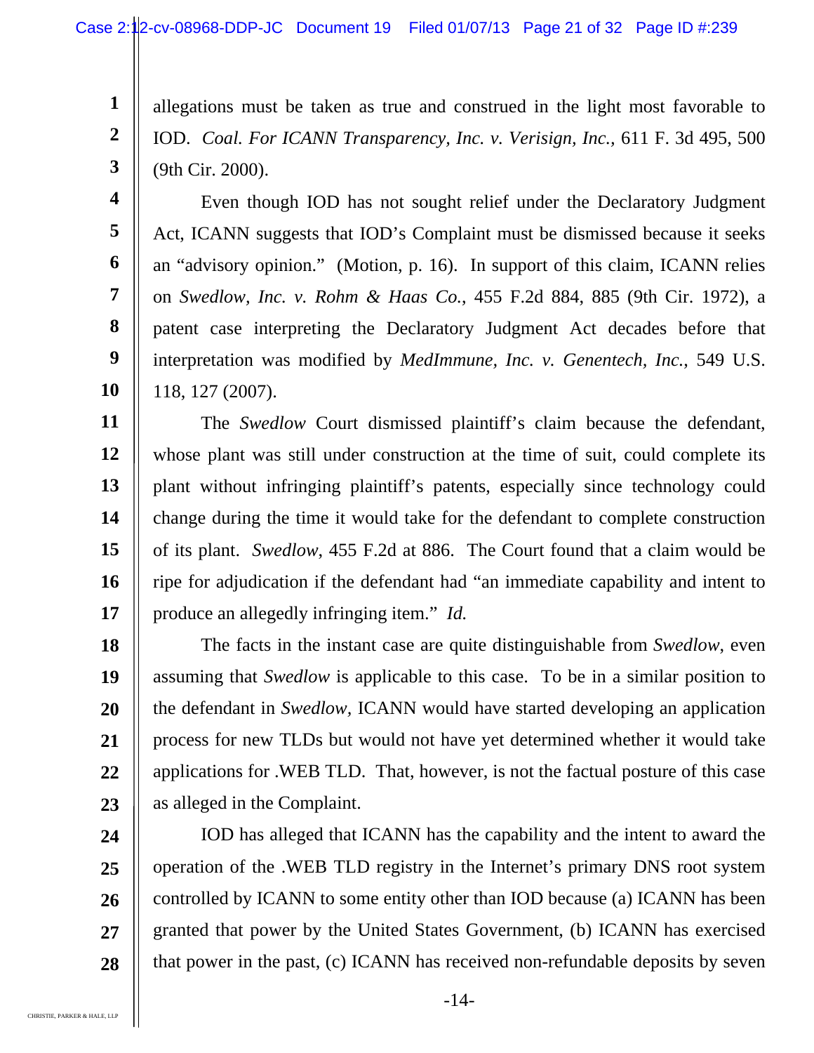allegations must be taken as true and construed in the light most favorable to IOD. *Coal. For ICANN Transparency, Inc. v. Verisign, Inc.*, 611 F. 3d 495, 500 (9th Cir. 2000).

Even though IOD has not sought relief under the Declaratory Judgment Act, ICANN suggests that IOD's Complaint must be dismissed because it seeks an "advisory opinion." (Motion, p. 16). In support of this claim, ICANN relies on *Swedlow, Inc. v. Rohm & Haas Co.*, 455 F.2d 884, 885 (9th Cir. 1972), a patent case interpreting the Declaratory Judgment Act decades before that interpretation was modified by *MedImmune, Inc. v. Genentech, Inc.*, 549 U.S. 118, 127 (2007).

The *Swedlow* Court dismissed plaintiff's claim because the defendant, whose plant was still under construction at the time of suit, could complete its plant without infringing plaintiff's patents, especially since technology could change during the time it would take for the defendant to complete construction of its plant. *Swedlow*, 455 F.2d at 886. The Court found that a claim would be ripe for adjudication if the defendant had "an immediate capability and intent to produce an allegedly infringing item." *Id.*

The facts in the instant case are quite distinguishable from *Swedlow*, even assuming that *Swedlow* is applicable to this case. To be in a similar position to the defendant in *Swedlow*, ICANN would have started developing an application process for new TLDs but would not have yet determined whether it would take applications for .WEB TLD. That, however, is not the factual posture of this case as alleged in the Complaint.

IOD has alleged that ICANN has the capability and the intent to award the operation of the .WEB TLD registry in the Internet's primary DNS root system controlled by ICANN to some entity other than IOD because (a) ICANN has been granted that power by the United States Government, (b) ICANN has exercised that power in the past, (c) ICANN has received non-refundable deposits by seven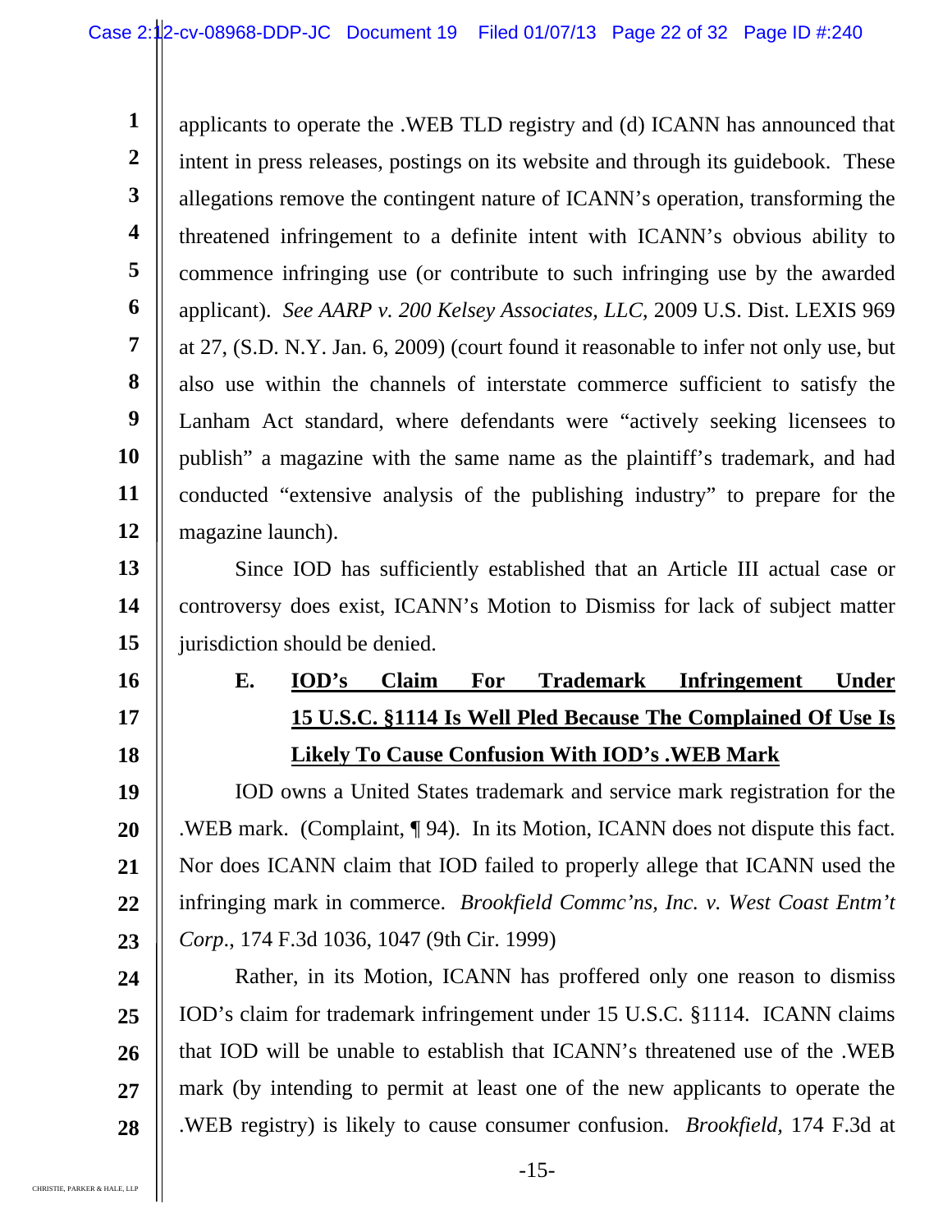applicants to operate the .WEB TLD registry and (d) ICANN has announced that intent in press releases, postings on its website and through its guidebook. These allegations remove the contingent nature of ICANN's operation, transforming the threatened infringement to a definite intent with ICANN's obvious ability to commence infringing use (or contribute to such infringing use by the awarded applicant). *See AARP v. 200 Kelsey Associates, LLC*, 2009 U.S. Dist. LEXIS 969 at 27, (S.D. N.Y. Jan. 6, 2009) (court found it reasonable to infer not only use, but also use within the channels of interstate commerce sufficient to satisfy the Lanham Act standard, where defendants were "actively seeking licensees to publish" a magazine with the same name as the plaintiff's trademark, and had conducted "extensive analysis of the publishing industry" to prepare for the magazine launch).

Since IOD has sufficiently established that an Article III actual case or controversy does exist, ICANN's Motion to Dismiss for lack of subject matter jurisdiction should be denied.

### E. IOD's Claim For Trademark Infringement Under 15 U.S.C. §1114 Is Well Pled Because The Complained Of Use Is Likely To Cause Confusion With IOD's .WEB Mark

IOD owns a United States trademark and service mark registration for the .WEB mark. (Complaint, ¶ 94). In its Motion, ICANN does not dispute this fact. Nor does ICANN claim that IOD failed to properly allege that ICANN used the infringing mark in commerce. *Brookfield Commc'ns, Inc. v. West Coast Entm't Corp.*, 174 F.3d 1036, 1047 (9th Cir. 1999)

Rather, in its Motion, ICANN has proffered only one reason to dismiss IOD's claim for trademark infringement under 15 U.S.C. §1114. ICANN claims that IOD will be unable to establish that ICANN's threatened use of the .WEB mark (by intending to permit at least one of the new applicants to operate the .WEB registry) is likely to cause consumer confusion. *Brookfield*, 174 F.3d at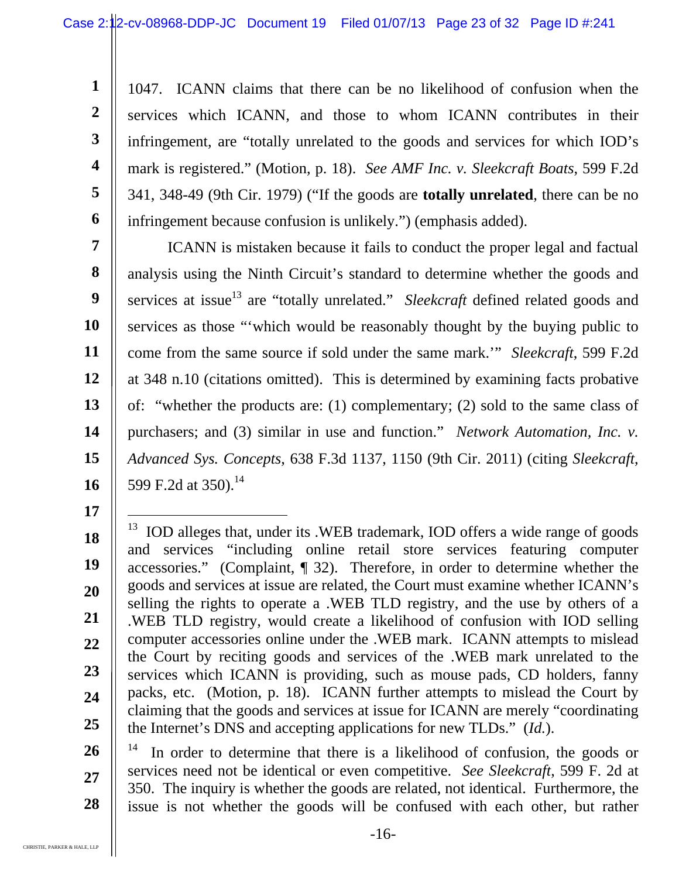1047. ICANN claims that there can be no likelihood of confusion when the services which ICANN, and those to whom ICANN contributes in their infringement, are "totally unrelated to the goods and services for which IOD's mark is registered." (Motion, p. 18). *See AMF Inc. v. Sleekcraft Boats*, 599 F.2d 341, 348-49 (9th Cir. 1979) ("If the goods are **totally unrelated**, there can be no infringement because confusion is unlikely.") (emphasis added).

ICANN is mistaken because it fails to conduct the proper legal and factual analysis using the Ninth Circuit's standard to determine whether the goods and services at issue[13] are "totally unrelated." *Sleekcraft* defined related goods and services as those "'which would be reasonably thought by the buying public to come from the same source if sold under the same mark.'" *Sleekcraft*, 599 F.2d at 348 n.10 (citations omitted). This is determined by examining facts probative of: "whether the products are: (1) complementary; (2) sold to the same class of purchasers; and (3) similar in use and function." *Network Automation, Inc. v. Advanced Sys. Concepts*, 638 F.3d 1137, 1150 (9th Cir. 2011) (citing *Sleekcraft*, 599 F.2d at 350).[14]

---

[13] IOD alleges that, under its .WEB trademark, IOD offers a wide range of goods and services "including online retail store services featuring computer accessories." (Complaint, ¶ 32). Therefore, in order to determine whether the goods and services at issue are related, the Court must examine whether ICANN's selling the rights to operate a .WEB TLD registry, and the use by others of a .WEB TLD registry, would create a likelihood of confusion with IOD selling computer accessories online under the .WEB mark. ICANN attempts to mislead the Court by reciting goods and services of the .WEB mark unrelated to the services which ICANN is providing, such as mouse pads, CD holders, fanny packs, etc. (Motion, p. 18). ICANN further attempts to mislead the Court by claiming that the goods and services at issue for ICANN are merely "coordinating the Internet's DNS and accepting applications for new TLDs." (*Id.*).

[14] In order to determine that there is a likelihood of confusion, the goods or services need not be identical or even competitive. *See Sleekcraft*, 599 F. 2d at 350. The inquiry is whether the goods are related, not identical. Furthermore, the issue is not whether the goods will be confused with each other, but rather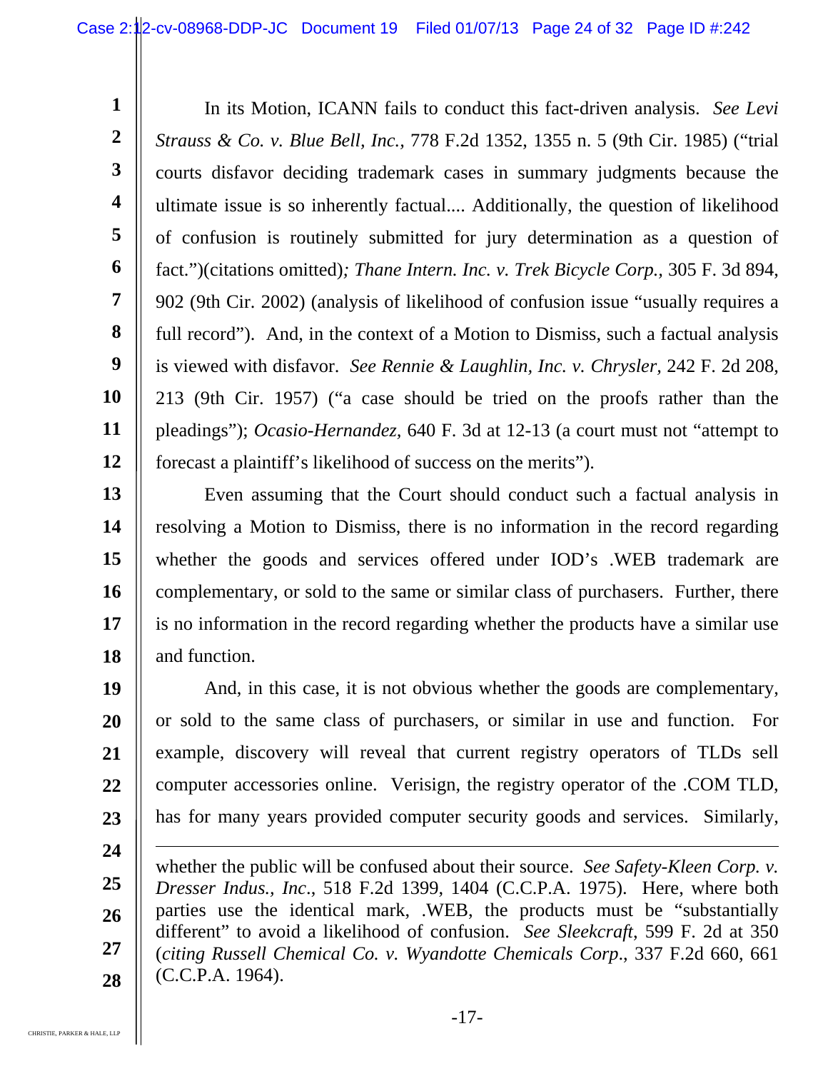In its Motion, ICANN fails to conduct this fact-driven analysis. *See Levi Strauss & Co. v. Blue Bell, Inc.*, 778 F.2d 1352, 1355 n. 5 (9th Cir. 1985) ("trial courts disfavor deciding trademark cases in summary judgments because the ultimate issue is so inherently factual.... Additionally, the question of likelihood of confusion is routinely submitted for jury determination as a question of fact.")(citations omitted)*; Thane Intern. Inc. v. Trek Bicycle Corp.*, 305 F. 3d 894, 902 (9th Cir. 2002) (analysis of likelihood of confusion issue "usually requires a full record"). And, in the context of a Motion to Dismiss, such a factual analysis is viewed with disfavor. *See Rennie & Laughlin, Inc. v. Chrysler*, 242 F. 2d 208, 213 (9th Cir. 1957) ("a case should be tried on the proofs rather than the pleadings"); *Ocasio-Hernandez*, 640 F. 3d at 12-13 (a court must not "attempt to forecast a plaintiff's likelihood of success on the merits").

Even assuming that the Court should conduct such a factual analysis in resolving a Motion to Dismiss, there is no information in the record regarding whether the goods and services offered under IOD's .WEB trademark are complementary, or sold to the same or similar class of purchasers. Further, there is no information in the record regarding whether the products have a similar use and function.

And, in this case, it is not obvious whether the goods are complementary, or sold to the same class of purchasers, or similar in use and function. For example, discovery will reveal that current registry operators of TLDs sell computer accessories online. Verisign, the registry operator of the .COM TLD, has for many years provided computer security goods and services. Similarly,

---

whether the public will be confused about their source. *See Safety-Kleen Corp. v. Dresser Indus., Inc.*, 518 F.2d 1399, 1404 (C.C.P.A. 1975). Here, where both parties use the identical mark, .WEB, the products must be "substantially different" to avoid a likelihood of confusion. *See Sleekcraft*, 599 F. 2d at 350 (*citing Russell Chemical Co. v. Wyandotte Chemicals Corp.*, 337 F.2d 660, 661 (C.C.P.A. 1964).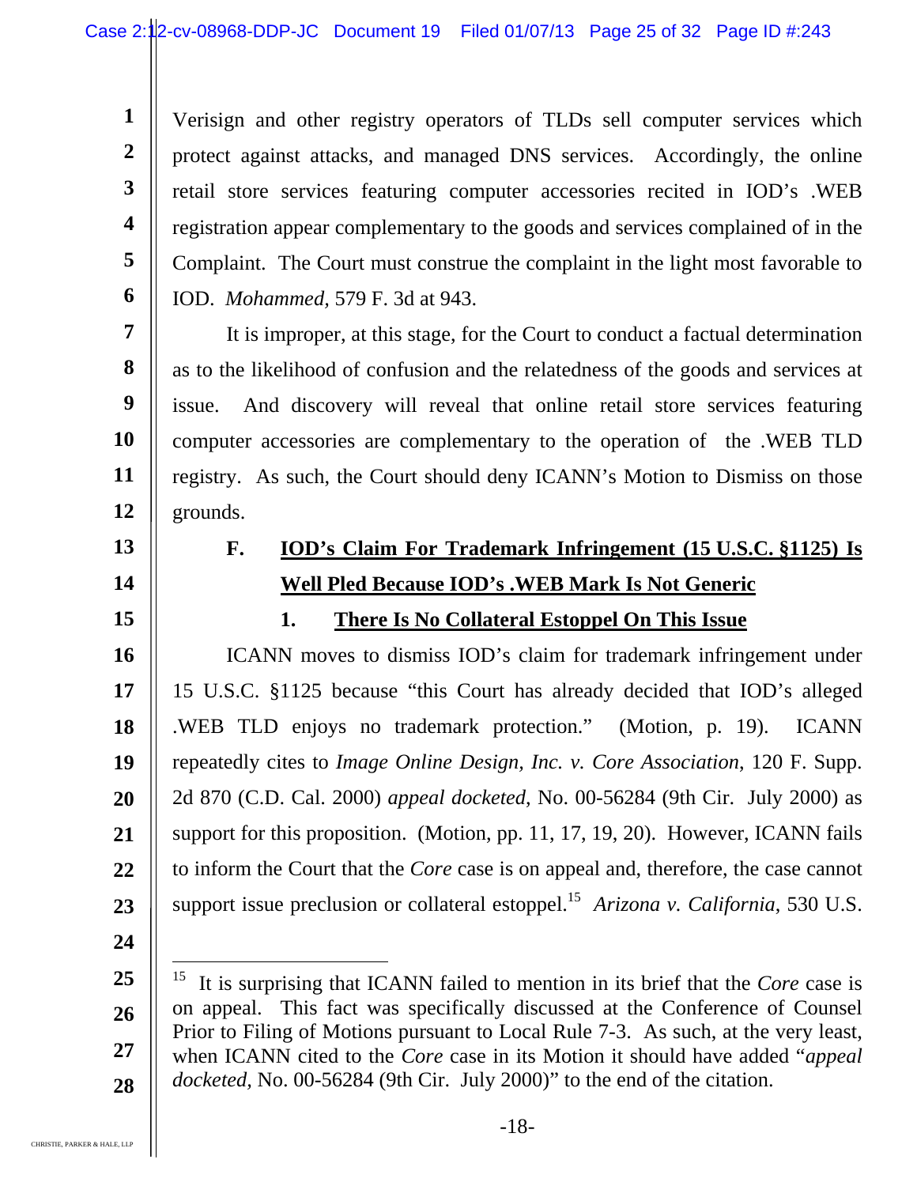Verisign and other registry operators of TLDs sell computer services which protect against attacks, and managed DNS services. Accordingly, the online retail store services featuring computer accessories recited in IOD's .WEB registration appear complementary to the goods and services complained of in the Complaint. The Court must construe the complaint in the light most favorable to IOD. *Mohammed*, 579 F. 3d at 943.

It is improper, at this stage, for the Court to conduct a factual determination as to the likelihood of confusion and the relatedness of the goods and services at issue. And discovery will reveal that online retail store services featuring computer accessories are complementary to the operation of the .WEB TLD registry. As such, the Court should deny ICANN's Motion to Dismiss on those grounds.

### F. IOD's Claim For Trademark Infringement (15 U.S.C. §1125) Is Well Pled Because IOD's .WEB Mark Is Not Generic

#### 1. There Is No Collateral Estoppel On This Issue

ICANN moves to dismiss IOD's claim for trademark infringement under 15 U.S.C. §1125 because "this Court has already decided that IOD's alleged .WEB TLD enjoys no trademark protection." (Motion, p. 19). ICANN repeatedly cites to *Image Online Design, Inc. v. Core Association*, 120 F. Supp. 2d 870 (C.D. Cal. 2000) *appeal docketed*, No. 00-56284 (9th Cir. July 2000) as support for this proposition. (Motion, pp. 11, 17, 19, 20). However, ICANN fails to inform the Court that the *Core* case is on appeal and, therefore, the case cannot support issue preclusion or collateral estoppel.[15] *Arizona v. California*, 530 U.S.

---

[15] It is surprising that ICANN failed to mention in its brief that the *Core* case is on appeal. This fact was specifically discussed at the Conference of Counsel Prior to Filing of Motions pursuant to Local Rule 7-3. As such, at the very least, when ICANN cited to the *Core* case in its Motion it should have added "*appeal docketed*, No. 00-56284 (9th Cir. July 2000)" to the end of the citation.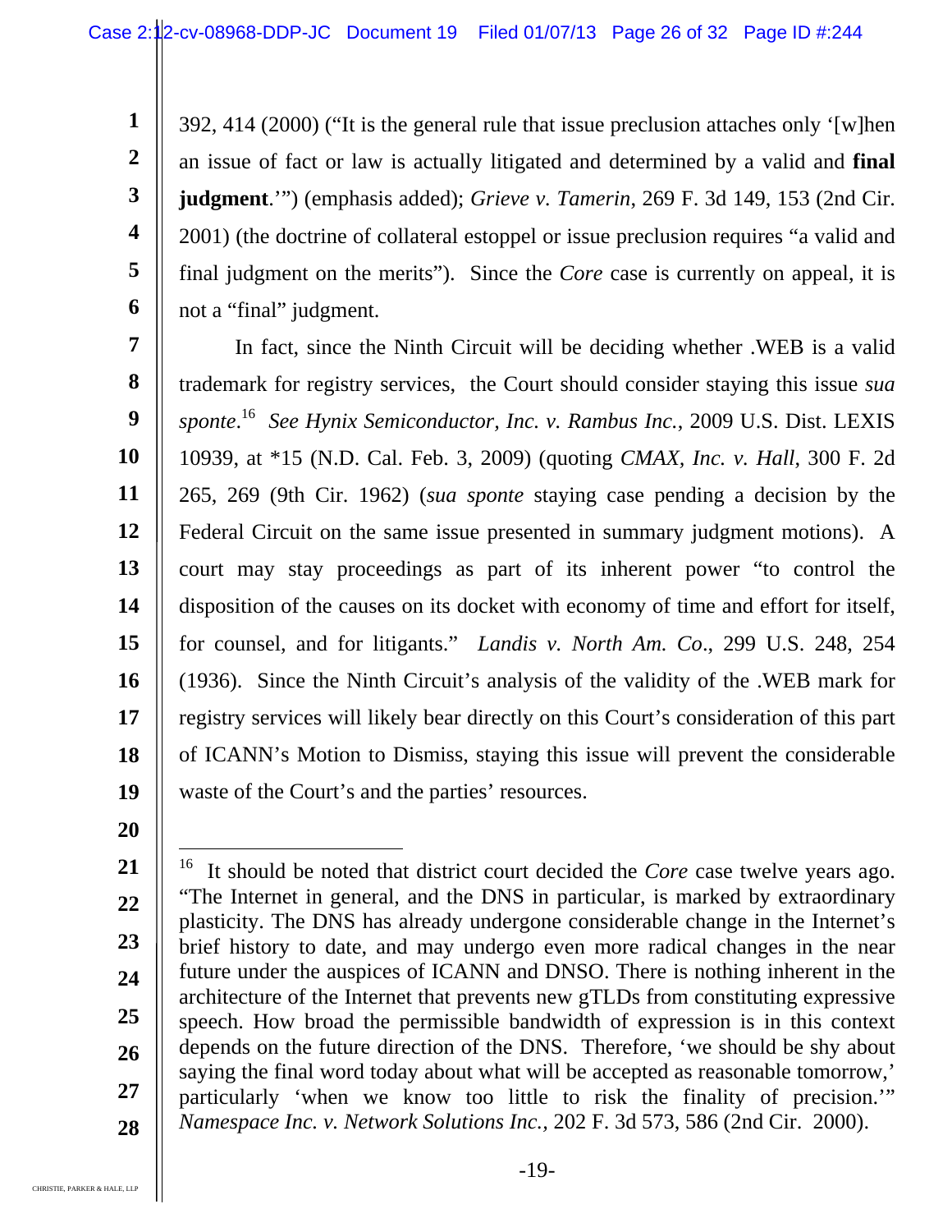392, 414 (2000) ("It is the general rule that issue preclusion attaches only '[w]hen an issue of fact or law is actually litigated and determined by a valid and **final judgment**.'") (emphasis added); *Grieve v. Tamerin*, 269 F. 3d 149, 153 (2nd Cir. 2001) (the doctrine of collateral estoppel or issue preclusion requires "a valid and final judgment on the merits"). Since the *Core* case is currently on appeal, it is not a "final" judgment.

In fact, since the Ninth Circuit will be deciding whether .WEB is a valid trademark for registry services, the Court should consider staying this issue *sua sponte*.[16] *See Hynix Semiconductor, Inc. v. Rambus Inc.*, 2009 U.S. Dist. LEXIS 10939, at *15 (N.D. Cal. Feb. 3, 2009) (quoting *CMAX, Inc. v. Hall*, 300 F. 2d 265, 269 (9th Cir. 1962) (*sua sponte* staying case pending a decision by the Federal Circuit on the same issue presented in summary judgment motions). A court may stay proceedings as part of its inherent power "to control the disposition of the causes on its docket with economy of time and effort for itself, for counsel, and for litigants." *Landis v. North Am. Co*., 299 U.S. 248, 254 (1936). Since the Ninth Circuit's analysis of the validity of the .WEB mark for registry services will likely bear directly on this Court's consideration of this part of ICANN's Motion to Dismiss, staying this issue will prevent the considerable waste of the Court's and the parties' resources.

---

[16] It should be noted that district court decided the *Core* case twelve years ago. "The Internet in general, and the DNS in particular, is marked by extraordinary plasticity. The DNS has already undergone considerable change in the Internet's brief history to date, and may undergo even more radical changes in the near future under the auspices of ICANN and DNSO. There is nothing inherent in the architecture of the Internet that prevents new gTLDs from constituting expressive speech. How broad the permissible bandwidth of expression is in this context depends on the future direction of the DNS. Therefore, 'we should be shy about saying the final word today about what will be accepted as reasonable tomorrow,' particularly 'when we know too little to risk the finality of precision.'" *Namespace Inc. v. Network Solutions Inc.*, 202 F. 3d 573, 586 (2nd Cir. 2000).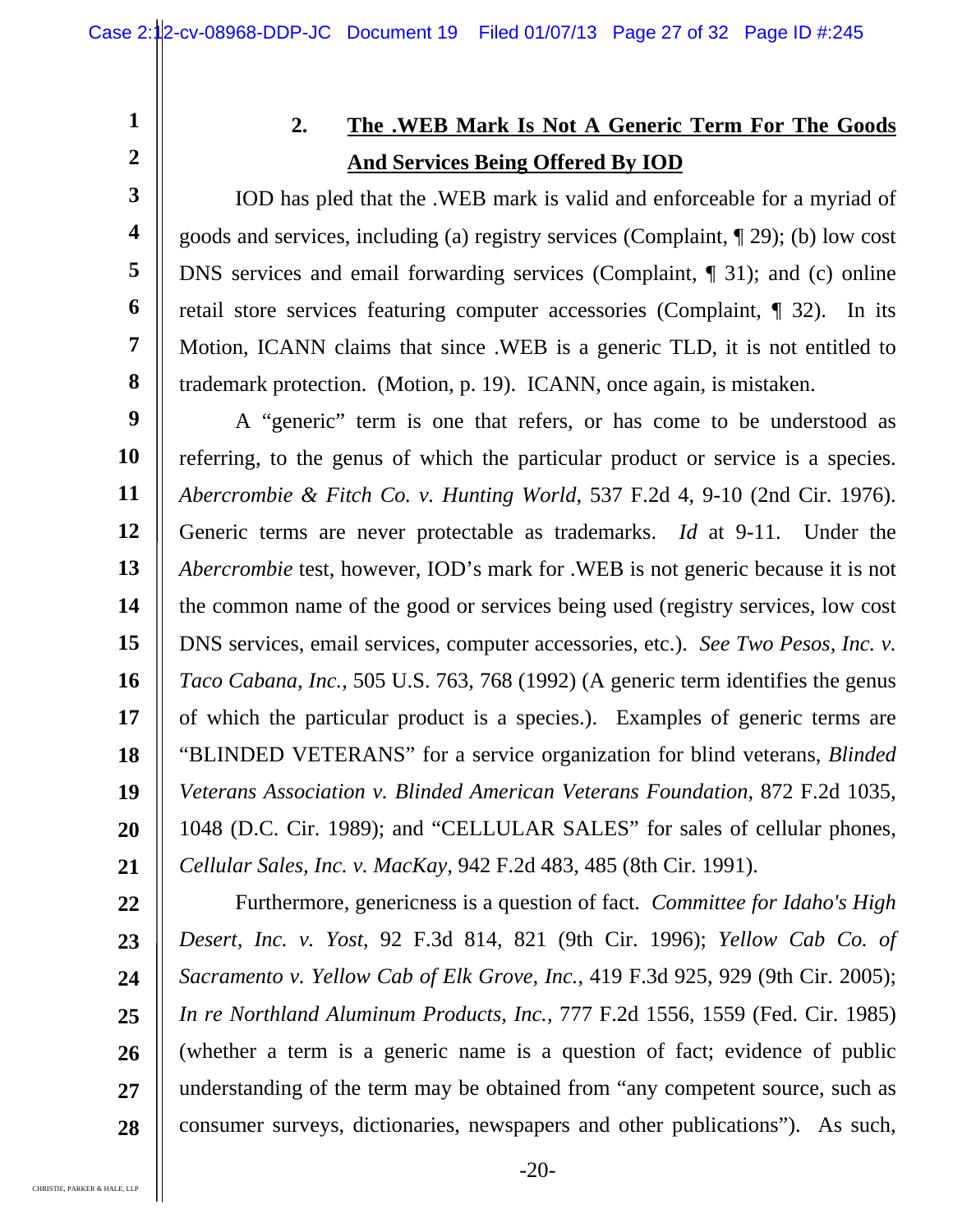## 2. The .WEB Mark Is Not A Generic Term For The Goods And Services Being Offered By IOD

IOD has pled that the .WEB mark is valid and enforceable for a myriad of goods and services, including (a) registry services (Complaint, ¶ 29); (b) low cost DNS services and email forwarding services (Complaint, ¶ 31); and (c) online retail store services featuring computer accessories (Complaint, ¶ 32). In its Motion, ICANN claims that since .WEB is a generic TLD, it is not entitled to trademark protection. (Motion, p. 19). ICANN, once again, is mistaken.

A "generic" term is one that refers, or has come to be understood as referring, to the genus of which the particular product or service is a species. *Abercrombie & Fitch Co. v. Hunting World*, 537 F.2d 4, 9-10 (2nd Cir. 1976). Generic terms are never protectable as trademarks. *Id* at 9-11. Under the *Abercrombie* test, however, IOD's mark for .WEB is not generic because it is not the common name of the good or services being used (registry services, low cost DNS services, email services, computer accessories, etc.). *See Two Pesos, Inc. v. Taco Cabana, Inc.*, 505 U.S. 763, 768 (1992) (A generic term identifies the genus of which the particular product is a species.). Examples of generic terms are "BLINDED VETERANS" for a service organization for blind veterans, *Blinded Veterans Association v. Blinded American Veterans Foundation*, 872 F.2d 1035, 1048 (D.C. Cir. 1989); and "CELLULAR SALES" for sales of cellular phones, *Cellular Sales, Inc. v. MacKay*, 942 F.2d 483, 485 (8th Cir. 1991).

Furthermore, genericness is a question of fact. *Committee for Idaho's High Desert, Inc. v. Yost*, 92 F.3d 814, 821 (9th Cir. 1996); *Yellow Cab Co. of Sacramento v. Yellow Cab of Elk Grove, Inc.*, 419 F.3d 925, 929 (9th Cir. 2005); *In re Northland Aluminum Products, Inc.*, 777 F.2d 1556, 1559 (Fed. Cir. 1985) (whether a term is a generic name is a question of fact; evidence of public understanding of the term may be obtained from "any competent source, such as consumer surveys, dictionaries, newspapers and other publications"). As such,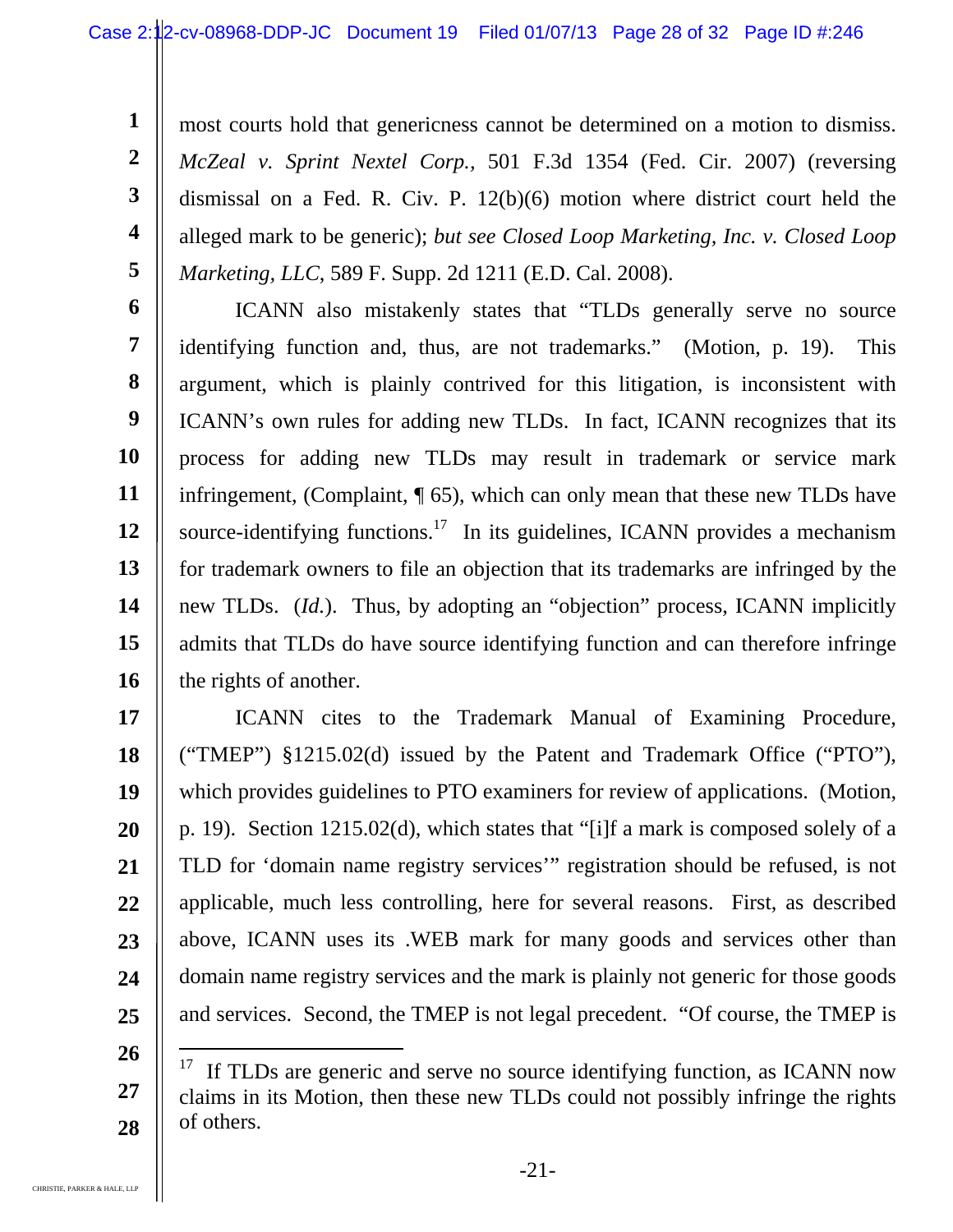most courts hold that genericness cannot be determined on a motion to dismiss. *McZeal v. Sprint Nextel Corp.*, 501 F.3d 1354 (Fed. Cir. 2007) (reversing dismissal on a Fed. R. Civ. P. 12(b)(6) motion where district court held the alleged mark to be generic); *but see Closed Loop Marketing, Inc. v. Closed Loop Marketing, LLC*, 589 F. Supp. 2d 1211 (E.D. Cal. 2008).

ICANN also mistakenly states that "TLDs generally serve no source identifying function and, thus, are not trademarks." (Motion, p. 19). This argument, which is plainly contrived for this litigation, is inconsistent with ICANN's own rules for adding new TLDs. In fact, ICANN recognizes that its process for adding new TLDs may result in trademark or service mark infringement, (Complaint, ¶ 65), which can only mean that these new TLDs have source-identifying functions.[17] In its guidelines, ICANN provides a mechanism for trademark owners to file an objection that its trademarks are infringed by the new TLDs. (*Id.*). Thus, by adopting an "objection" process, ICANN implicitly admits that TLDs do have source identifying function and can therefore infringe the rights of another.

ICANN cites to the Trademark Manual of Examining Procedure, ("TMEP") §1215.02(d) issued by the Patent and Trademark Office ("PTO"), which provides guidelines to PTO examiners for review of applications. (Motion, p. 19). Section 1215.02(d), which states that "[i]f a mark is composed solely of a TLD for 'domain name registry services'" registration should be refused, is not applicable, much less controlling, here for several reasons. First, as described above, ICANN uses its .WEB mark for many goods and services other than domain name registry services and the mark is plainly not generic for those goods and services. Second, the TMEP is not legal precedent. "Of course, the TMEP is

---

[17] If TLDs are generic and serve no source identifying function, as ICANN now claims in its Motion, then these new TLDs could not possibly infringe the rights of others.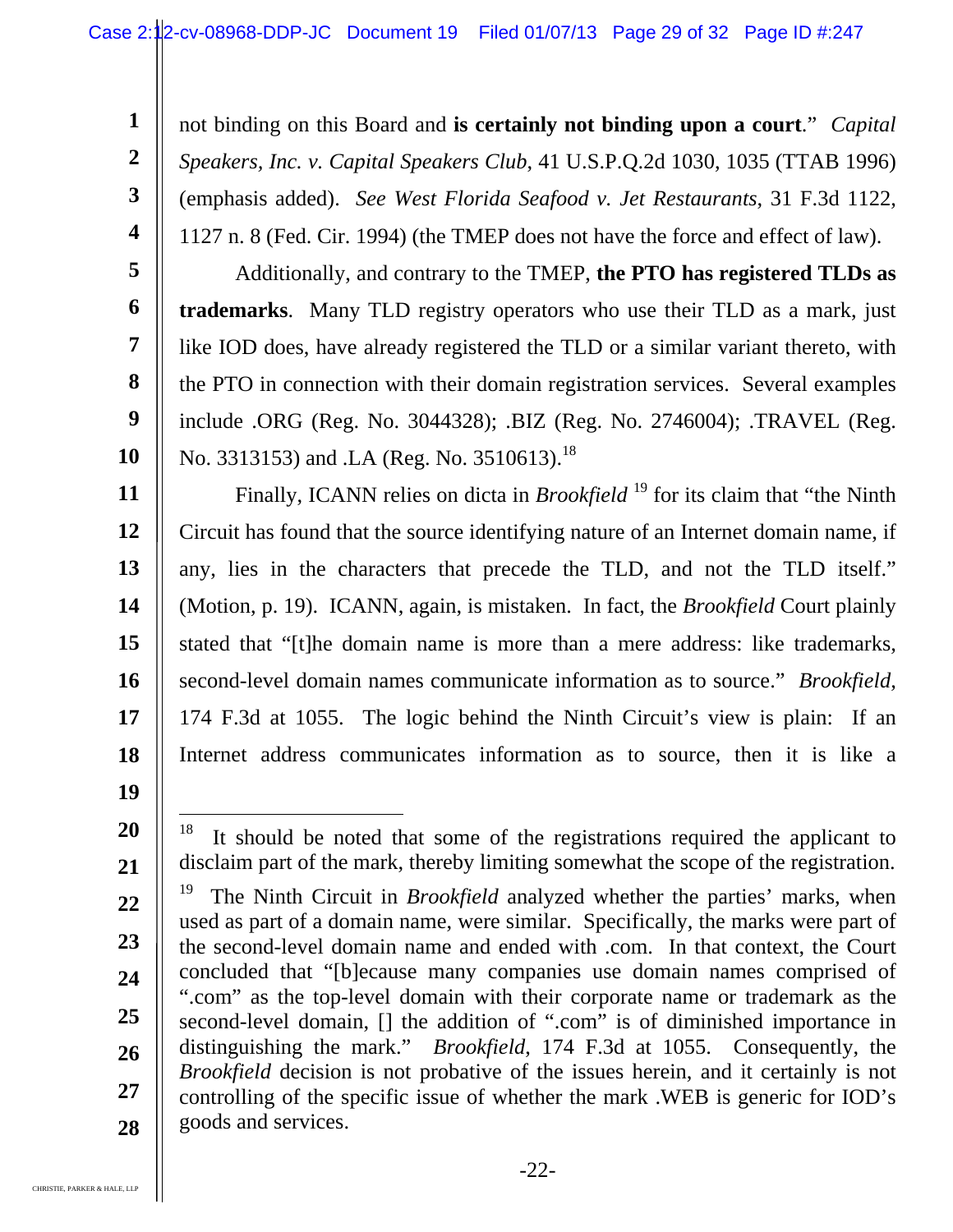not binding on this Board and **is certainly not binding upon a court**." *Capital Speakers, Inc. v. Capital Speakers Club*, 41 U.S.P.Q.2d 1030, 1035 (TTAB 1996) (emphasis added). *See West Florida Seafood v. Jet Restaurants*, 31 F.3d 1122, 1127 n. 8 (Fed. Cir. 1994) (the TMEP does not have the force and effect of law).

Additionally, and contrary to the TMEP, **the PTO has registered TLDs as trademarks**. Many TLD registry operators who use their TLD as a mark, just like IOD does, have already registered the TLD or a similar variant thereto, with the PTO in connection with their domain registration services. Several examples include .ORG (Reg. No. 3044328); .BIZ (Reg. No. 2746004); .TRAVEL (Reg. No. 3313153) and .LA (Reg. No. 3510613).[18]

Finally, ICANN relies on dicta in *Brookfield* [19] for its claim that "the Ninth Circuit has found that the source identifying nature of an Internet domain name, if any, lies in the characters that precede the TLD, and not the TLD itself." (Motion, p. 19). ICANN, again, is mistaken. In fact, the *Brookfield* Court plainly stated that "[t]he domain name is more than a mere address: like trademarks, second-level domain names communicate information as to source." *Brookfield,* 174 F.3d at 1055. The logic behind the Ninth Circuit's view is plain: If an Internet address communicates information as to source, then it is like a

---

[18] It should be noted that some of the registrations required the applicant to disclaim part of the mark, thereby limiting somewhat the scope of the registration.

[19] The Ninth Circuit in *Brookfield* analyzed whether the parties' marks, when used as part of a domain name, were similar. Specifically, the marks were part of the second-level domain name and ended with .com. In that context, the Court concluded that "[b]ecause many companies use domain names comprised of ".com" as the top-level domain with their corporate name or trademark as the second-level domain, [] the addition of ".com" is of diminished importance in distinguishing the mark." *Brookfield*, 174 F.3d at 1055. Consequently, the *Brookfield* decision is not probative of the issues herein, and it certainly is not controlling of the specific issue of whether the mark .WEB is generic for IOD's goods and services.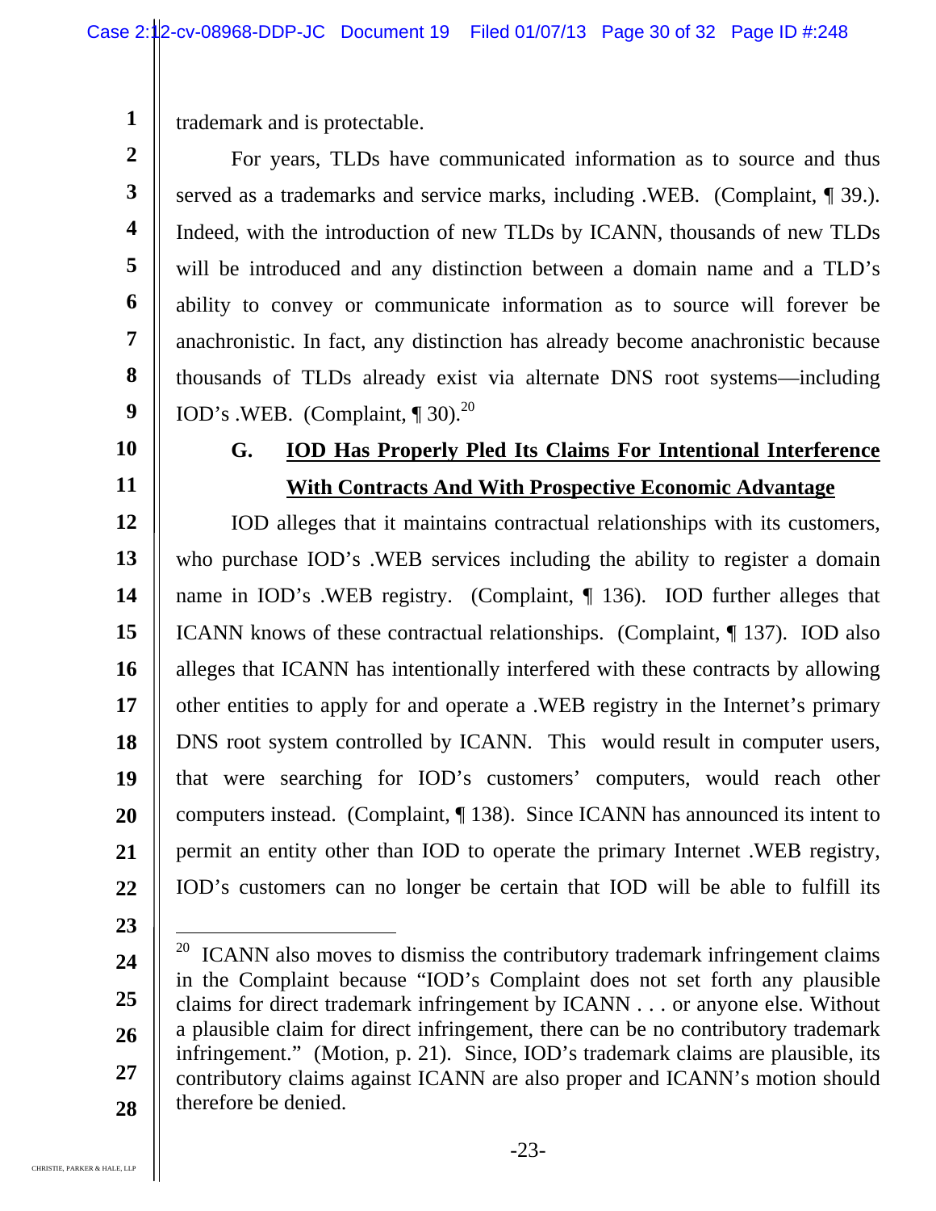trademark and is protectable.

For years, TLDs have communicated information as to source and thus served as a trademarks and service marks, including .WEB. (Complaint, ¶ 39.). Indeed, with the introduction of new TLDs by ICANN, thousands of new TLDs will be introduced and any distinction between a domain name and a TLD's ability to convey or communicate information as to source will forever be anachronistic. In fact, any distinction has already become anachronistic because thousands of TLDs already exist via alternate DNS root systems—including IOD's .WEB. (Complaint, ¶ 30).[20]

### G. IOD Has Properly Pled Its Claims For Intentional Interference With Contracts And With Prospective Economic Advantage

IOD alleges that it maintains contractual relationships with its customers, who purchase IOD's .WEB services including the ability to register a domain name in IOD's .WEB registry. (Complaint, ¶ 136). IOD further alleges that ICANN knows of these contractual relationships. (Complaint, ¶ 137). IOD also alleges that ICANN has intentionally interfered with these contracts by allowing other entities to apply for and operate a .WEB registry in the Internet's primary DNS root system controlled by ICANN. This would result in computer users, that were searching for IOD's customers' computers, would reach other computers instead. (Complaint, ¶ 138). Since ICANN has announced its intent to permit an entity other than IOD to operate the primary Internet .WEB registry, IOD's customers can no longer be certain that IOD will be able to fulfill its

---

[20] ICANN also moves to dismiss the contributory trademark infringement claims in the Complaint because "IOD's Complaint does not set forth any plausible claims for direct trademark infringement by ICANN . . . or anyone else. Without a plausible claim for direct infringement, there can be no contributory trademark infringement." (Motion, p. 21). Since, IOD's trademark claims are plausible, its contributory claims against ICANN are also proper and ICANN's motion should therefore be denied.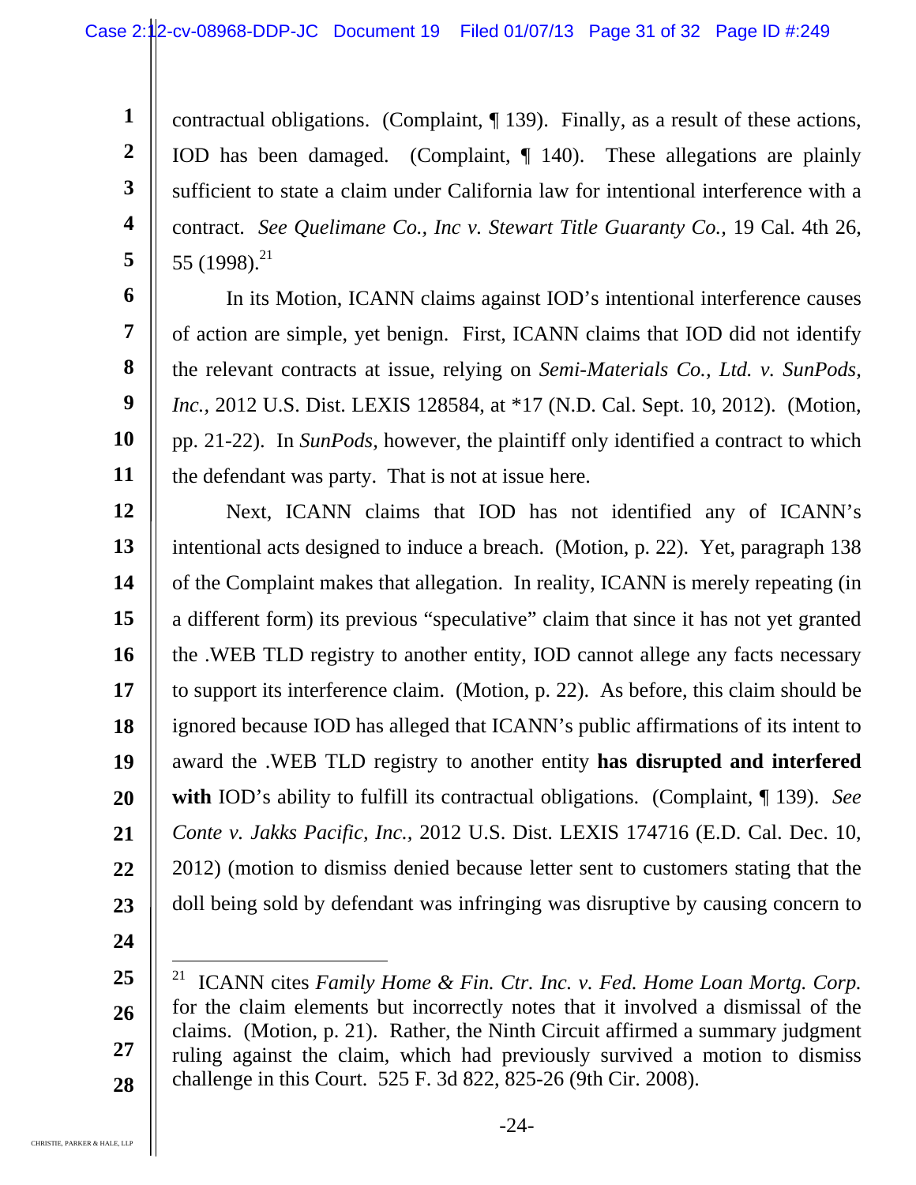contractual obligations. (Complaint, ¶ 139). Finally, as a result of these actions, IOD has been damaged. (Complaint, ¶ 140). These allegations are plainly sufficient to state a claim under California law for intentional interference with a contract. *See Quelimane Co., Inc v. Stewart Title Guaranty Co.,* 19 Cal. 4th 26, 55 (1998).[21]

In its Motion, ICANN claims against IOD's intentional interference causes of action are simple, yet benign. First, ICANN claims that IOD did not identify the relevant contracts at issue, relying on *Semi-Materials Co., Ltd. v. SunPods, Inc.,* 2012 U.S. Dist. LEXIS 128584, at *17 (N.D. Cal. Sept. 10, 2012). (Motion, pp. 21-22). In *SunPods,* however, the plaintiff only identified a contract to which the defendant was party. That is not at issue here.

Next, ICANN claims that IOD has not identified any of ICANN's intentional acts designed to induce a breach. (Motion, p. 22). Yet, paragraph 138 of the Complaint makes that allegation. In reality, ICANN is merely repeating (in a different form) its previous "speculative" claim that since it has not yet granted the .WEB TLD registry to another entity, IOD cannot allege any facts necessary to support its interference claim. (Motion, p. 22). As before, this claim should be ignored because IOD has alleged that ICANN's public affirmations of its intent to award the .WEB TLD registry to another entity **has disrupted and interfered with** IOD's ability to fulfill its contractual obligations. (Complaint, ¶ 139). *See Conte v. Jakks Pacific, Inc.,* 2012 U.S. Dist. LEXIS 174716 (E.D. Cal. Dec. 10, 2012) (motion to dismiss denied because letter sent to customers stating that the doll being sold by defendant was infringing was disruptive by causing concern to

---

[21] ICANN cites *Family Home & Fin. Ctr. Inc. v. Fed. Home Loan Mortg. Corp.* for the claim elements but incorrectly notes that it involved a dismissal of the claims. (Motion, p. 21). Rather, the Ninth Circuit affirmed a summary judgment ruling against the claim, which had previously survived a motion to dismiss challenge in this Court. 525 F. 3d 822, 825-26 (9th Cir. 2008).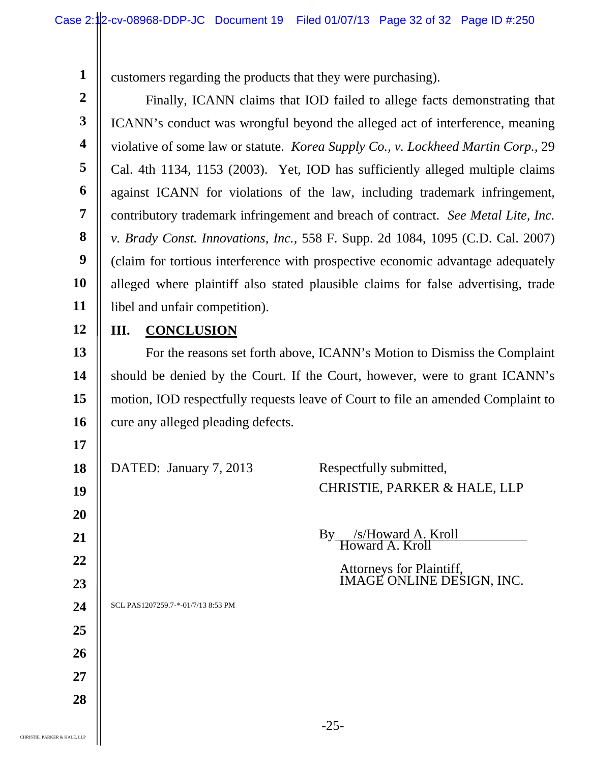customers regarding the products that they were purchasing).

Finally, ICANN claims that IOD failed to allege facts demonstrating that ICANN's conduct was wrongful beyond the alleged act of interference, meaning violative of some law or statute. *Korea Supply Co., v. Lockheed Martin Corp.*, 29 Cal. 4th 1134, 1153 (2003). Yet, IOD has sufficiently alleged multiple claims against ICANN for violations of the law, including trademark infringement, contributory trademark infringement and breach of contract. *See Metal Lite, Inc. v. Brady Const. Innovations, Inc.*, 558 F. Supp. 2d 1084, 1095 (C.D. Cal. 2007) (claim for tortious interference with prospective economic advantage adequately alleged where plaintiff also stated plausible claims for false advertising, trade libel and unfair competition).

## III. CONCLUSION

For the reasons set forth above, ICANN's Motion to Dismiss the Complaint should be denied by the Court. If the Court, however, were to grant ICANN's motion, IOD respectfully requests leave of Court to file an amended Complaint to cure any alleged pleading defects.

DATED: January 7, 2013

Respectfully submitted,
CHRISTIE, PARKER & HALE, LLP

By /s/Howard A. Kroll
Howard A. Kroll

Attorneys for Plaintiff,
IMAGE ONLINE DESIGN, INC.

SCL PAS1207259.7-*-01/7/13 8:53 PM